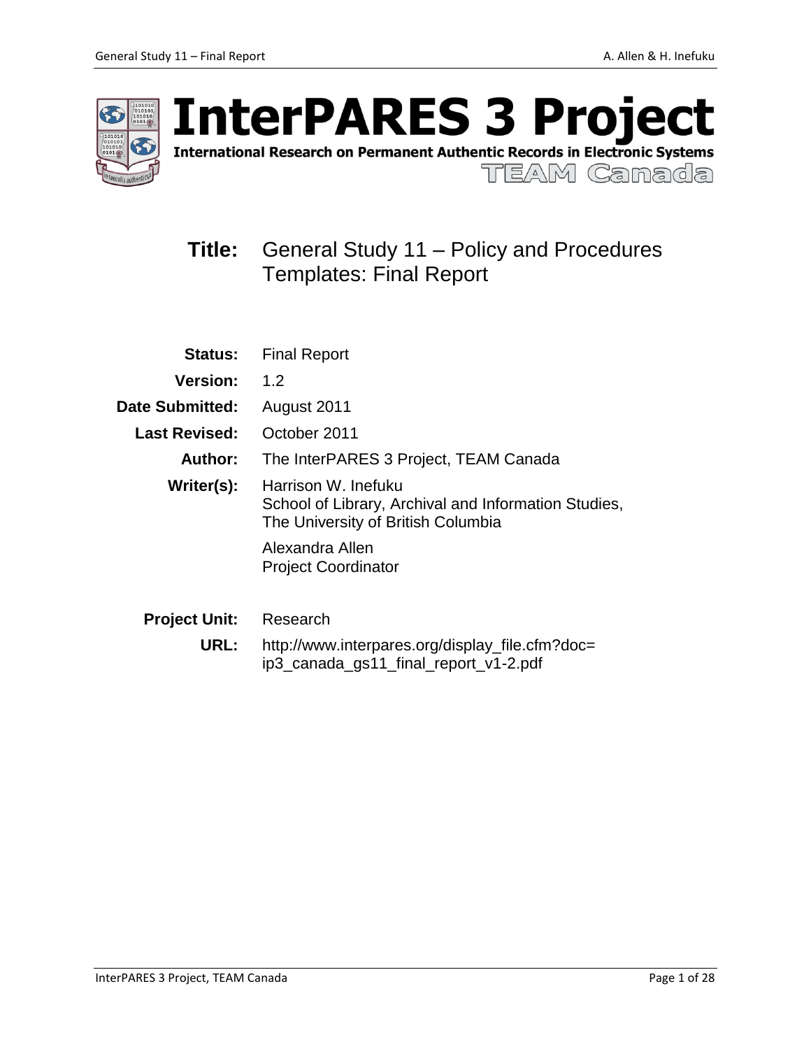# InterPARES 3 Project

**International Research on Permanent Authentic Records in Electronic Systems**

TEAM Canada

**Title:** General Study 11 – Policy and Procedures Templates: Final Report

**Status:** Final Report

**Version:** 1.2

**Date Submitted:** August 2011

**Last Revised:** October 2011

**Author:** The InterPARES 3 Project, TEAM Canada

**Writer(s):** Harrison W. Inefuku
School of Library, Archival and Information Studies,
The University of British Columbia

Alexandra Allen
Project Coordinator

**Project Unit:** Research

**URL:** http://www.interpares.org/display_file.cfm?doc=ip3_canada_gs11_final_report_v1-2.pdf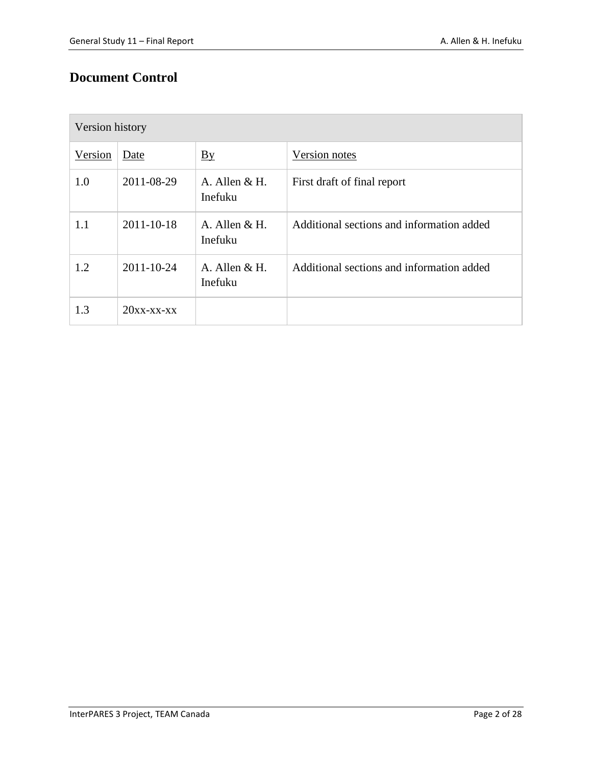# Document Control

| Version history | | | |
|---|---|---|---|
| Version | Date | By | Version notes |
| 1.0 | 2011-08-29 | A. Allen & H. Inefuku | First draft of final report |
| 1.1 | 2011-10-18 | A. Allen & H. Inefuku | Additional sections and information added |
| 1.2 | 2011-10-24 | A. Allen & H. Inefuku | Additional sections and information added |
| 1.3 | 20xx-xx-xx | | |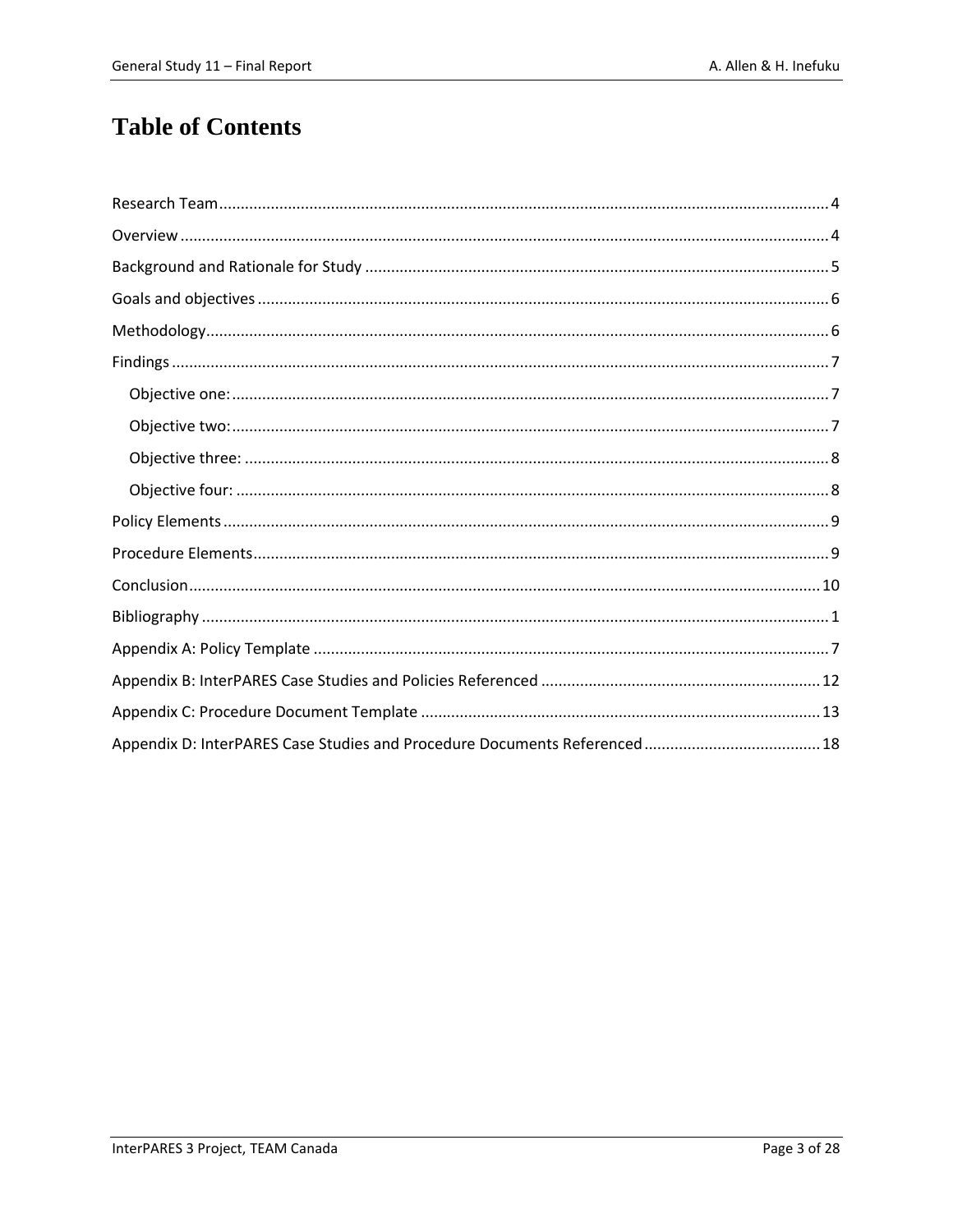# Table of Contents

Research Team ........................................................................................................................................ 4

Overview ................................................................................................................................................ 4

Background and Rationale for Study ..................................................................................................... 5

Goals and objectives .............................................................................................................................. 6

Methodology .......................................................................................................................................... 6

Findings .................................................................................................................................................. 7

- Objective one: ................................................................................................................................... 7
- Objective two: ................................................................................................................................... 7
- Objective three: ................................................................................................................................ 8
- Objective four: .................................................................................................................................. 8

Policy Elements ...................................................................................................................................... 9

Procedure Elements ............................................................................................................................... 9

Conclusion ............................................................................................................................................ 10

Bibliography ........................................................................................................................................... 1

Appendix A: Policy Template .................................................................................................................. 7

Appendix B: InterPARES Case Studies and Policies Referenced ........................................................... 12

Appendix C: Procedure Document Template ....................................................................................... 13

Appendix D: InterPARES Case Studies and Procedure Documents Referenced .................................... 18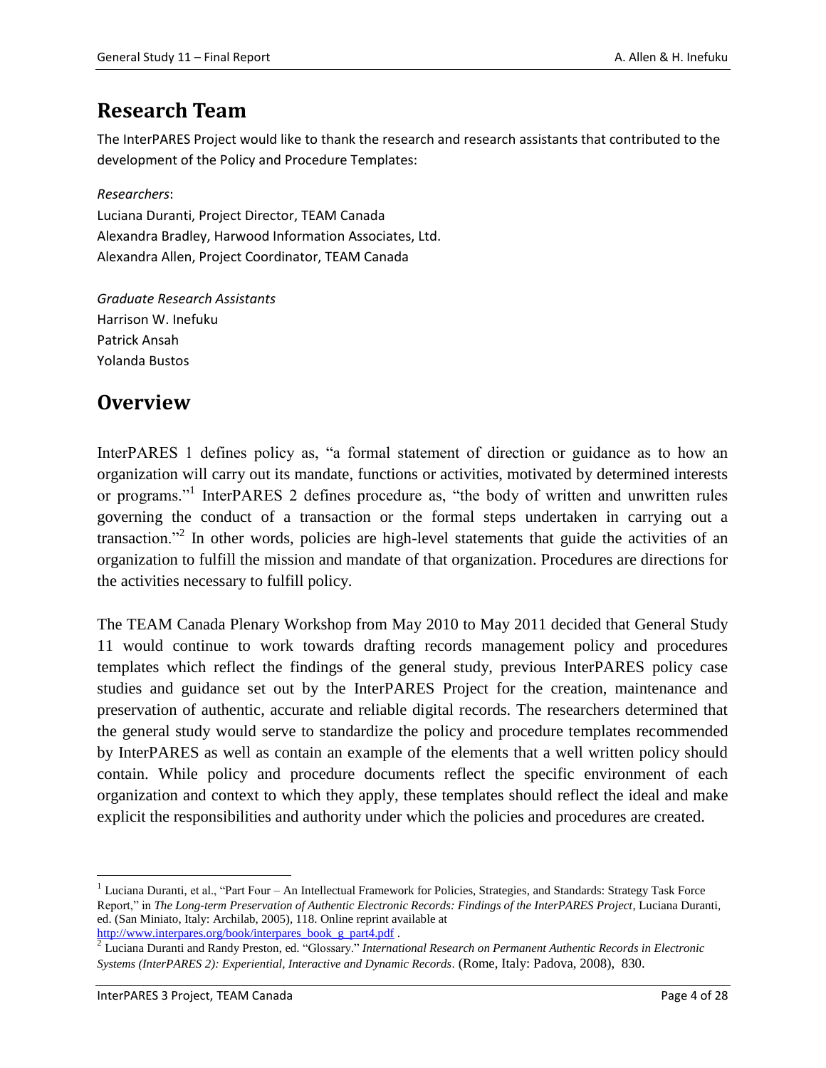## Research Team

The InterPARES Project would like to thank the research and research assistants that contributed to the development of the Policy and Procedure Templates:

*Researchers*:
Luciana Duranti, Project Director, TEAM Canada
Alexandra Bradley, Harwood Information Associates, Ltd.
Alexandra Allen, Project Coordinator, TEAM Canada

*Graduate Research Assistants*
Harrison W. Inefuku
Patrick Ansah
Yolanda Bustos

## Overview

InterPARES 1 defines policy as, "a formal statement of direction or guidance as to how an organization will carry out its mandate, functions or activities, motivated by determined interests or programs."[1] InterPARES 2 defines procedure as, "the body of written and unwritten rules governing the conduct of a transaction or the formal steps undertaken in carrying out a transaction."[2] In other words, policies are high-level statements that guide the activities of an organization to fulfill the mission and mandate of that organization. Procedures are directions for the activities necessary to fulfill policy.

The TEAM Canada Plenary Workshop from May 2010 to May 2011 decided that General Study 11 would continue to work towards drafting records management policy and procedures templates which reflect the findings of the general study, previous InterPARES policy case studies and guidance set out by the InterPARES Project for the creation, maintenance and preservation of authentic, accurate and reliable digital records. The researchers determined that the general study would serve to standardize the policy and procedure templates recommended by InterPARES as well as contain an example of the elements that a well written policy should contain. While policy and procedure documents reflect the specific environment of each organization and context to which they apply, these templates should reflect the ideal and make explicit the responsibilities and authority under which the policies and procedures are created.

---

[1] Luciana Duranti, et al., "Part Four – An Intellectual Framework for Policies, Strategies, and Standards: Strategy Task Force Report," in *The Long-term Preservation of Authentic Electronic Records: Findings of the InterPARES Project*, Luciana Duranti, ed. (San Miniato, Italy: Archilab, 2005), 118. Online reprint available at http://www.interpares.org/book/interpares_book_g_part4.pdf .

[2] Luciana Duranti and Randy Preston, ed. "Glossary." *International Research on Permanent Authentic Records in Electronic Systems (InterPARES 2): Experiential, Interactive and Dynamic Records*. (Rome, Italy: Padova, 2008), 830.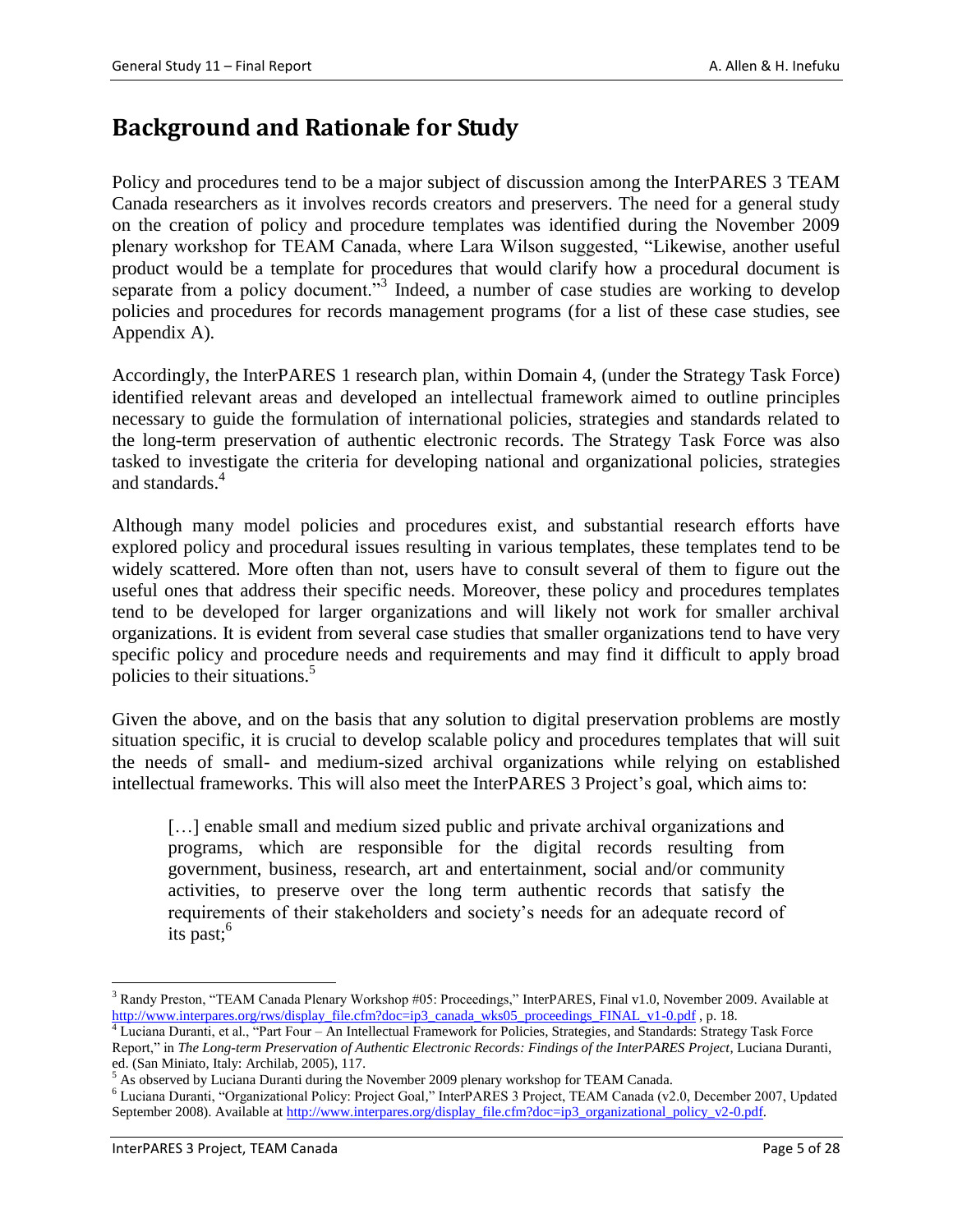## Background and Rationale for Study

Policy and procedures tend to be a major subject of discussion among the InterPARES 3 TEAM Canada researchers as it involves records creators and preservers. The need for a general study on the creation of policy and procedure templates was identified during the November 2009 plenary workshop for TEAM Canada, where Lara Wilson suggested, "Likewise, another useful product would be a template for procedures that would clarify how a procedural document is separate from a policy document."[3] Indeed, a number of case studies are working to develop policies and procedures for records management programs (for a list of these case studies, see Appendix A).

Accordingly, the InterPARES 1 research plan, within Domain 4, (under the Strategy Task Force) identified relevant areas and developed an intellectual framework aimed to outline principles necessary to guide the formulation of international policies, strategies and standards related to the long-term preservation of authentic electronic records. The Strategy Task Force was also tasked to investigate the criteria for developing national and organizational policies, strategies and standards.[4]

Although many model policies and procedures exist, and substantial research efforts have explored policy and procedural issues resulting in various templates, these templates tend to be widely scattered. More often than not, users have to consult several of them to figure out the useful ones that address their specific needs. Moreover, these policy and procedures templates tend to be developed for larger organizations and will likely not work for smaller archival organizations. It is evident from several case studies that smaller organizations tend to have very specific policy and procedure needs and requirements and may find it difficult to apply broad policies to their situations.[5]

Given the above, and on the basis that any solution to digital preservation problems are mostly situation specific, it is crucial to develop scalable policy and procedures templates that will suit the needs of small- and medium-sized archival organizations while relying on established intellectual frameworks. This will also meet the InterPARES 3 Project's goal, which aims to:

> […] enable small and medium sized public and private archival organizations and programs, which are responsible for the digital records resulting from government, business, research, art and entertainment, social and/or community activities, to preserve over the long term authentic records that satisfy the requirements of their stakeholders and society's needs for an adequate record of its past;[6]

---

[3] Randy Preston, "TEAM Canada Plenary Workshop #05: Proceedings," InterPARES, Final v1.0, November 2009. Available at http://www.interpares.org/rws/display_file.cfm?doc=ip3_canada_wks05_proceedings_FINAL_v1-0.pdf , p. 18.

[4] Luciana Duranti, et al., "Part Four – An Intellectual Framework for Policies, Strategies, and Standards: Strategy Task Force Report," in *The Long-term Preservation of Authentic Electronic Records: Findings of the InterPARES Project*, Luciana Duranti, ed. (San Miniato, Italy: Archilab, 2005), 117.

[5] As observed by Luciana Duranti during the November 2009 plenary workshop for TEAM Canada.

[6] Luciana Duranti, "Organizational Policy: Project Goal," InterPARES 3 Project, TEAM Canada (v2.0, December 2007, Updated September 2008). Available at http://www.interpares.org/display_file.cfm?doc=ip3_organizational_policy_v2-0.pdf.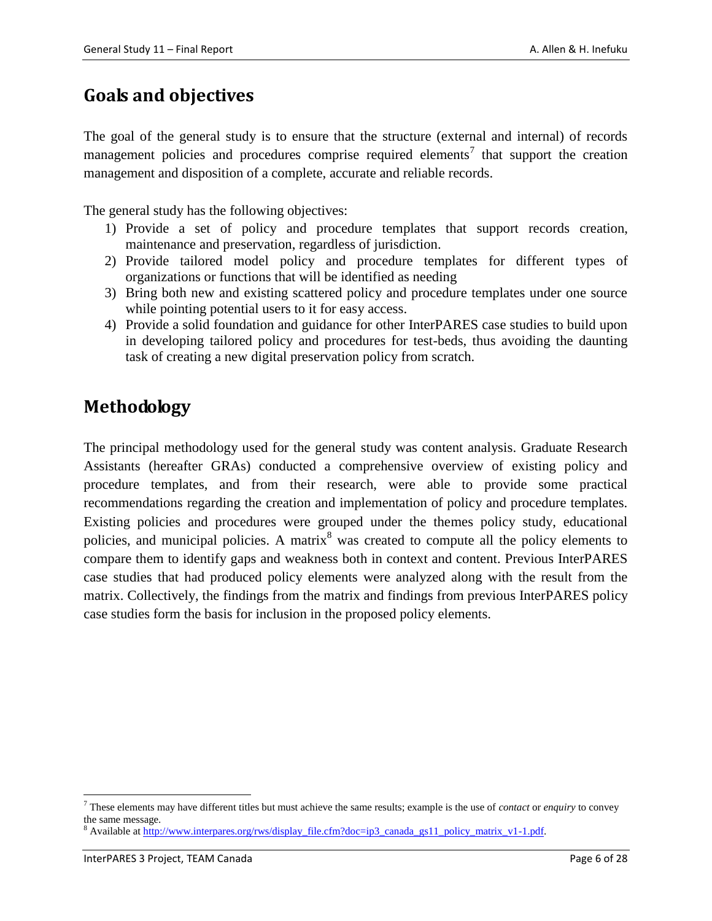## Goals and objectives

The goal of the general study is to ensure that the structure (external and internal) of records management policies and procedures comprise required elements[7] that support the creation management and disposition of a complete, accurate and reliable records.

The general study has the following objectives:

1) Provide a set of policy and procedure templates that support records creation, maintenance and preservation, regardless of jurisdiction.
2) Provide tailored model policy and procedure templates for different types of organizations or functions that will be identified as needing
3) Bring both new and existing scattered policy and procedure templates under one source while pointing potential users to it for easy access.
4) Provide a solid foundation and guidance for other InterPARES case studies to build upon in developing tailored policy and procedures for test-beds, thus avoiding the daunting task of creating a new digital preservation policy from scratch.

## Methodology

The principal methodology used for the general study was content analysis. Graduate Research Assistants (hereafter GRAs) conducted a comprehensive overview of existing policy and procedure templates, and from their research, were able to provide some practical recommendations regarding the creation and implementation of policy and procedure templates. Existing policies and procedures were grouped under the themes policy study, educational policies, and municipal policies. A matrix[8] was created to compute all the policy elements to compare them to identify gaps and weakness both in context and content. Previous InterPARES case studies that had produced policy elements were analyzed along with the result from the matrix. Collectively, the findings from the matrix and findings from previous InterPARES policy case studies form the basis for inclusion in the proposed policy elements.

---

[7] These elements may have different titles but must achieve the same results; example is the use of *contact* or *enquiry* to convey the same message.

[8] Available at http://www.interpares.org/rws/display_file.cfm?doc=ip3_canada_gs11_policy_matrix_v1-1.pdf.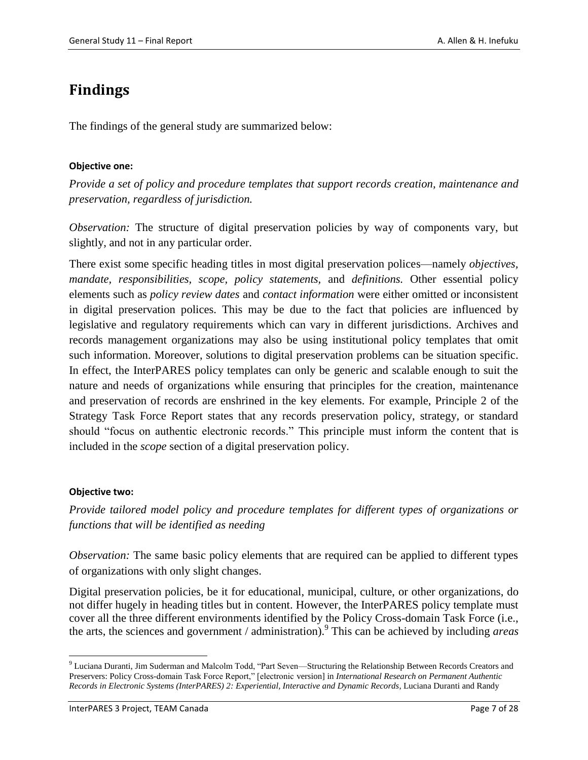# Findings

The findings of the general study are summarized below:

**Objective one:**

*Provide a set of policy and procedure templates that support records creation, maintenance and preservation, regardless of jurisdiction.*

*Observation:* The structure of digital preservation policies by way of components vary, but slightly, and not in any particular order.

There exist some specific heading titles in most digital preservation polices—namely *objectives*, *mandate*, *responsibilities*, *scope*, *policy statements*, and *definitions.* Other essential policy elements such as *policy review dates* and *contact information* were either omitted or inconsistent in digital preservation polices. This may be due to the fact that policies are influenced by legislative and regulatory requirements which can vary in different jurisdictions. Archives and records management organizations may also be using institutional policy templates that omit such information. Moreover, solutions to digital preservation problems can be situation specific. In effect, the InterPARES policy templates can only be generic and scalable enough to suit the nature and needs of organizations while ensuring that principles for the creation, maintenance and preservation of records are enshrined in the key elements. For example, Principle 2 of the Strategy Task Force Report states that any records preservation policy, strategy, or standard should "focus on authentic electronic records." This principle must inform the content that is included in the *scope* section of a digital preservation policy.

**Objective two:**

*Provide tailored model policy and procedure templates for different types of organizations or functions that will be identified as needing*

*Observation:* The same basic policy elements that are required can be applied to different types of organizations with only slight changes.

Digital preservation policies, be it for educational, municipal, culture, or other organizations, do not differ hugely in heading titles but in content. However, the InterPARES policy template must cover all the three different environments identified by the Policy Cross-domain Task Force (i.e., the arts, the sciences and government / administration).[9] This can be achieved by including *areas*

[9] Luciana Duranti, Jim Suderman and Malcolm Todd, "Part Seven—Structuring the Relationship Between Records Creators and Preservers: Policy Cross-domain Task Force Report," [electronic version] in *International Research on Permanent Authentic Records in Electronic Systems (InterPARES) 2: Experiential, Interactive and Dynamic Records*, Luciana Duranti and Randy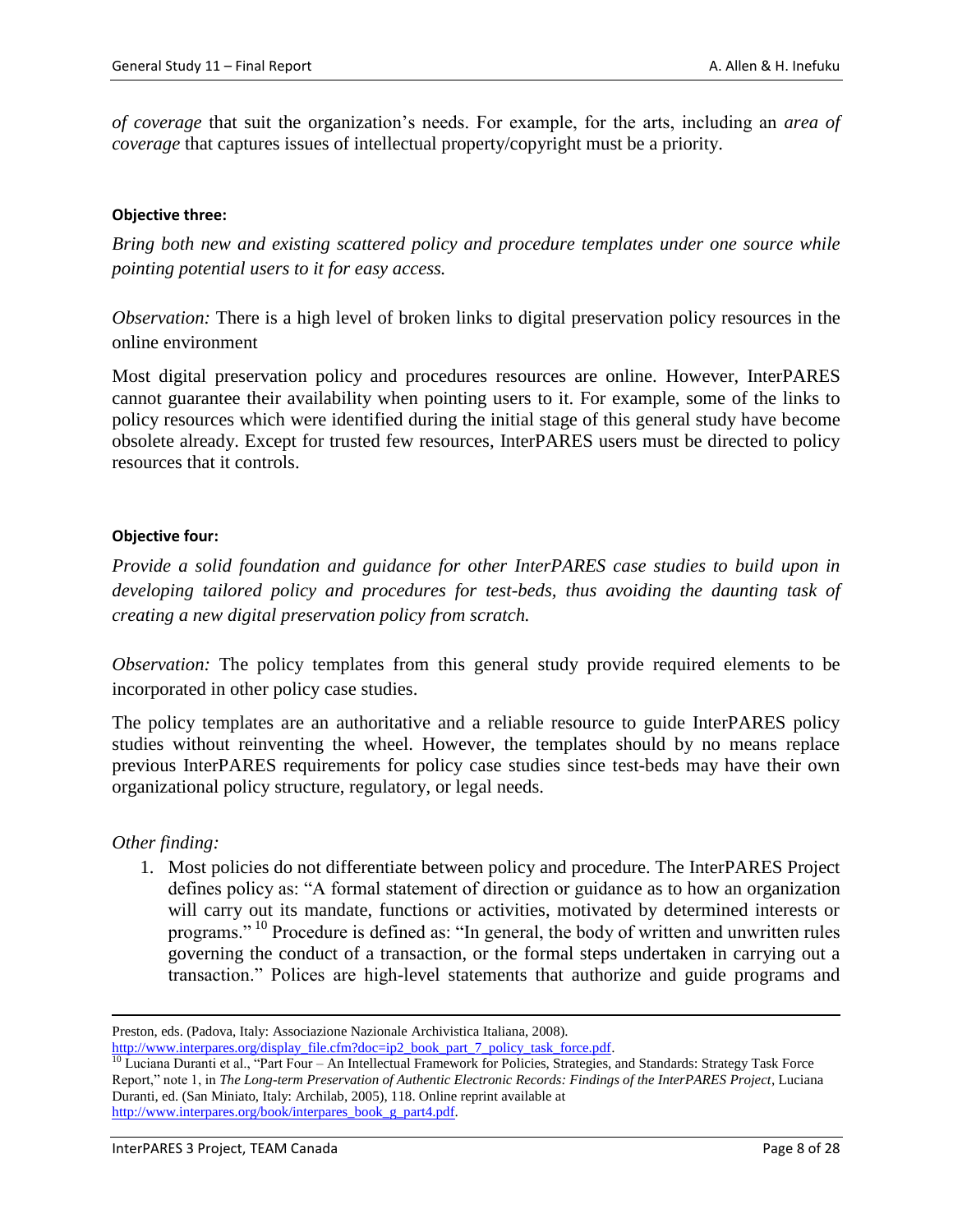*of coverage* that suit the organization's needs. For example, for the arts, including an *area of coverage* that captures issues of intellectual property/copyright must be a priority.

**Objective three:**

*Bring both new and existing scattered policy and procedure templates under one source while pointing potential users to it for easy access.*

*Observation:* There is a high level of broken links to digital preservation policy resources in the online environment

Most digital preservation policy and procedures resources are online. However, InterPARES cannot guarantee their availability when pointing users to it. For example, some of the links to policy resources which were identified during the initial stage of this general study have become obsolete already. Except for trusted few resources, InterPARES users must be directed to policy resources that it controls.

**Objective four:**

*Provide a solid foundation and guidance for other InterPARES case studies to build upon in developing tailored policy and procedures for test-beds, thus avoiding the daunting task of creating a new digital preservation policy from scratch.*

*Observation:* The policy templates from this general study provide required elements to be incorporated in other policy case studies.

The policy templates are an authoritative and a reliable resource to guide InterPARES policy studies without reinventing the wheel. However, the templates should by no means replace previous InterPARES requirements for policy case studies since test-beds may have their own organizational policy structure, regulatory, or legal needs.

*Other finding:*

1. Most policies do not differentiate between policy and procedure. The InterPARES Project defines policy as: "A formal statement of direction or guidance as to how an organization will carry out its mandate, functions or activities, motivated by determined interests or programs." [10] Procedure is defined as: "In general, the body of written and unwritten rules governing the conduct of a transaction, or the formal steps undertaken in carrying out a transaction." Polices are high-level statements that authorize and guide programs and

---

Preston, eds. (Padova, Italy: Associazione Nazionale Archivistica Italiana, 2008). http://www.interpares.org/display_file.cfm?doc=ip2_book_part_7_policy_task_force.pdf.

[10] Luciana Duranti et al., "Part Four – An Intellectual Framework for Policies, Strategies, and Standards: Strategy Task Force Report," note 1, in *The Long-term Preservation of Authentic Electronic Records: Findings of the InterPARES Project*, Luciana Duranti, ed. (San Miniato, Italy: Archilab, 2005), 118. Online reprint available at http://www.interpares.org/book/interpares_book_g_part4.pdf.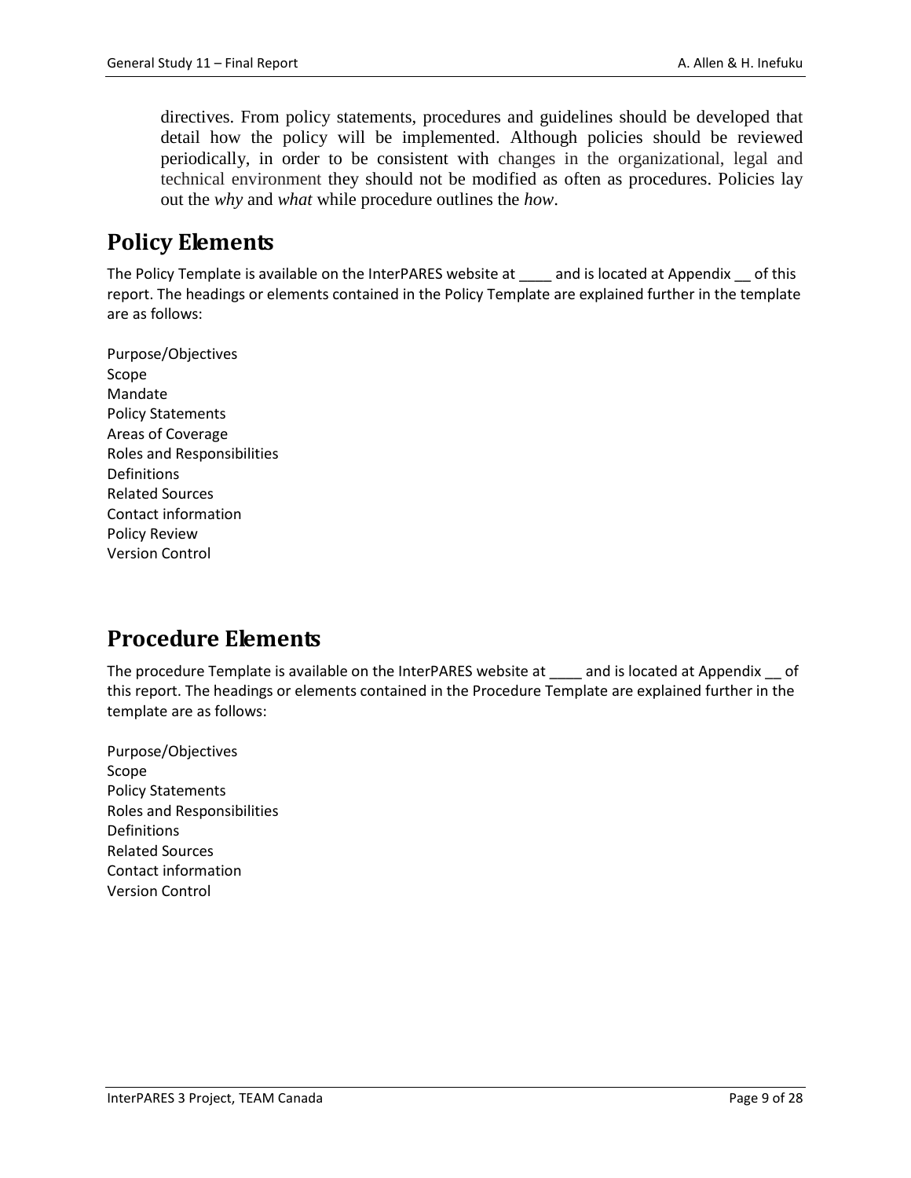directives. From policy statements, procedures and guidelines should be developed that detail how the policy will be implemented. Although policies should be reviewed periodically, in order to be consistent with changes in the organizational, legal and technical environment they should not be modified as often as procedures. Policies lay out the *why* and *what* while procedure outlines the *how*.

## Policy Elements

The Policy Template is available on the InterPARES website at ____ and is located at Appendix __ of this report. The headings or elements contained in the Policy Template are explained further in the template are as follows:

Purpose/Objectives
Scope
Mandate
Policy Statements
Areas of Coverage
Roles and Responsibilities
Definitions
Related Sources
Contact information
Policy Review
Version Control

## Procedure Elements

The procedure Template is available on the InterPARES website at ____ and is located at Appendix __ of this report. The headings or elements contained in the Procedure Template are explained further in the template are as follows:

Purpose/Objectives
Scope
Policy Statements
Roles and Responsibilities
Definitions
Related Sources
Contact information
Version Control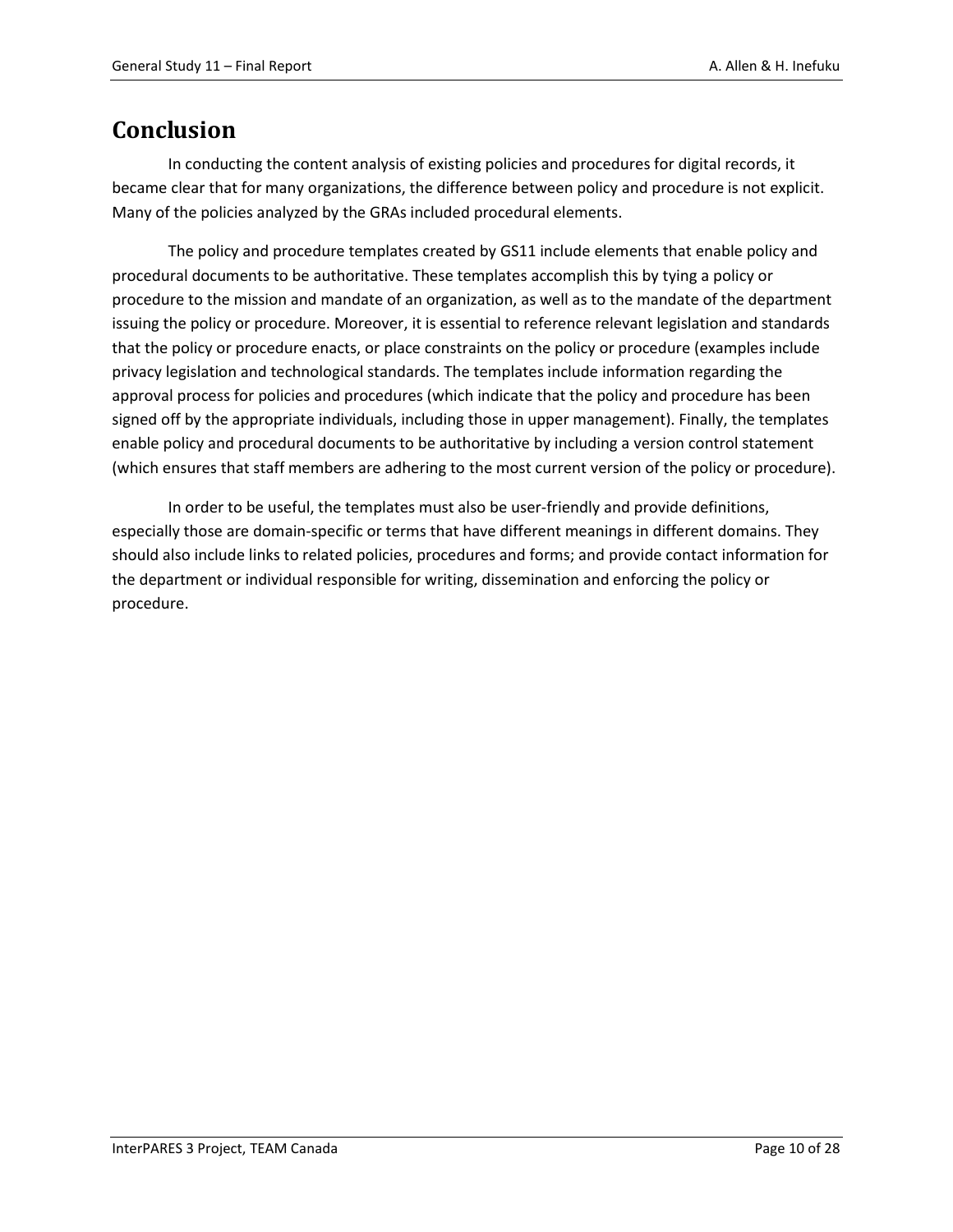# Conclusion

In conducting the content analysis of existing policies and procedures for digital records, it became clear that for many organizations, the difference between policy and procedure is not explicit. Many of the policies analyzed by the GRAs included procedural elements.

The policy and procedure templates created by GS11 include elements that enable policy and procedural documents to be authoritative. These templates accomplish this by tying a policy or procedure to the mission and mandate of an organization, as well as to the mandate of the department issuing the policy or procedure. Moreover, it is essential to reference relevant legislation and standards that the policy or procedure enacts, or place constraints on the policy or procedure (examples include privacy legislation and technological standards. The templates include information regarding the approval process for policies and procedures (which indicate that the policy and procedure has been signed off by the appropriate individuals, including those in upper management). Finally, the templates enable policy and procedural documents to be authoritative by including a version control statement (which ensures that staff members are adhering to the most current version of the policy or procedure).

In order to be useful, the templates must also be user-friendly and provide definitions, especially those are domain-specific or terms that have different meanings in different domains. They should also include links to related policies, procedures and forms; and provide contact information for the department or individual responsible for writing, dissemination and enforcing the policy or procedure.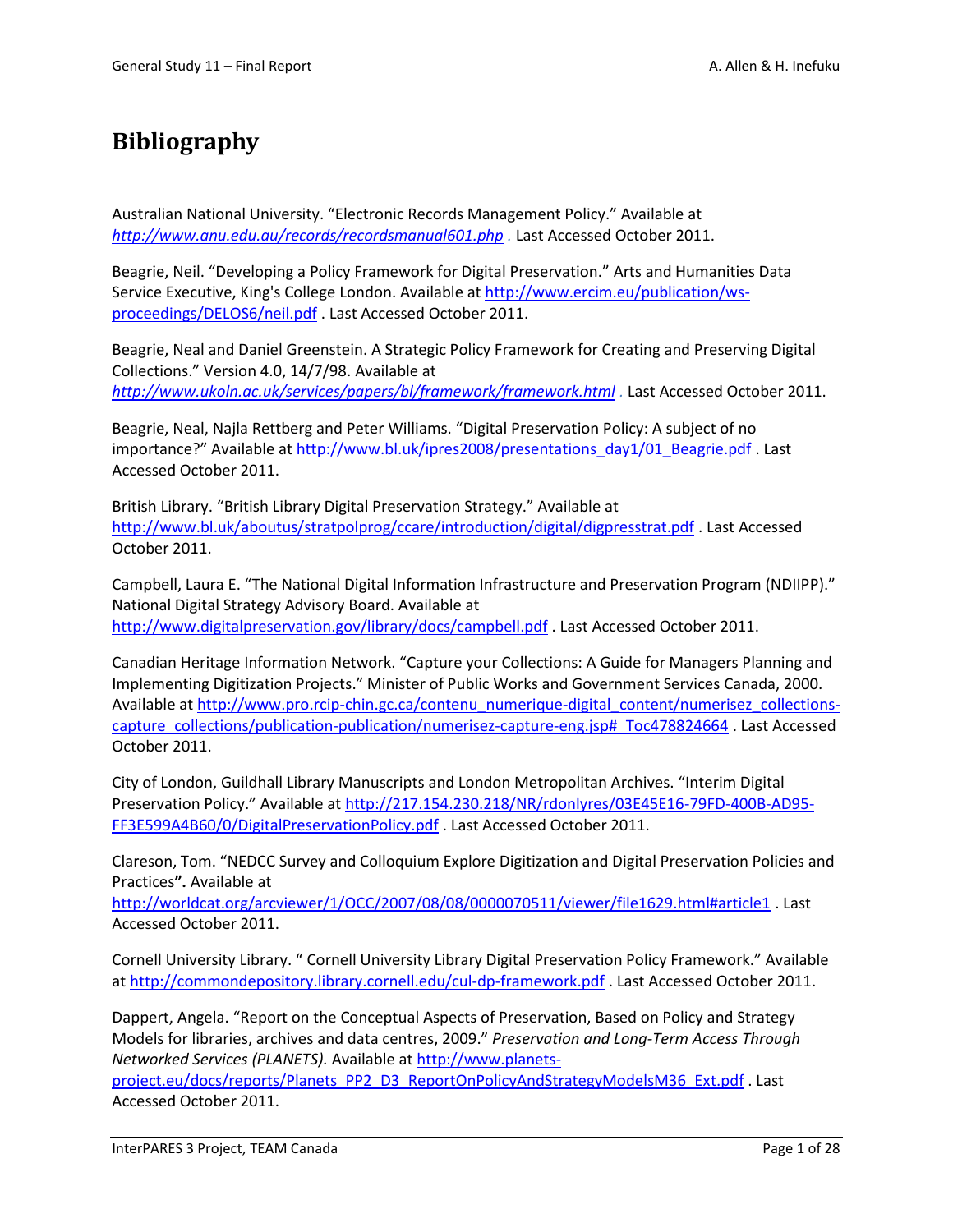# Bibliography

Australian National University. “Electronic Records Management Policy.” Available at *http://www.anu.edu.au/records/recordsmanual601.php* . Last Accessed October 2011.

Beagrie, Neil. “Developing a Policy Framework for Digital Preservation.” Arts and Humanities Data Service Executive, King's College London. Available at http://www.ercim.eu/publication/ws-proceedings/DELOS6/neil.pdf . Last Accessed October 2011.

Beagrie, Neal and Daniel Greenstein. A Strategic Policy Framework for Creating and Preserving Digital Collections.” Version 4.0, 14/7/98. Available at *http://www.ukoln.ac.uk/services/papers/bl/framework/framework.html* . Last Accessed October 2011.

Beagrie, Neal, Najla Rettberg and Peter Williams. “Digital Preservation Policy: A subject of no importance?” Available at http://www.bl.uk/ipres2008/presentations_day1/01_Beagrie.pdf . Last Accessed October 2011.

British Library. “British Library Digital Preservation Strategy.” Available at http://www.bl.uk/aboutus/stratpolprog/ccare/introduction/digital/digpresstrat.pdf . Last Accessed October 2011.

Campbell, Laura E. “The National Digital Information Infrastructure and Preservation Program (NDIIPP).” National Digital Strategy Advisory Board. Available at http://www.digitalpreservation.gov/library/docs/campbell.pdf . Last Accessed October 2011.

Canadian Heritage Information Network. “Capture your Collections: A Guide for Managers Planning and Implementing Digitization Projects.” Minister of Public Works and Government Services Canada, 2000. Available at http://www.pro.rcip-chin.gc.ca/contenu_numerique-digital_content/numerisez_collections-capture_collections/publication-publication/numerisez-capture-eng.jsp#_Toc478824664 . Last Accessed October 2011.

City of London, Guildhall Library Manuscripts and London Metropolitan Archives. “Interim Digital Preservation Policy.” Available at http://217.154.230.218/NR/rdonlyres/03E45E16-79FD-400B-AD95-FF3E599A4B60/0/DigitalPreservationPolicy.pdf . Last Accessed October 2011.

Clareson, Tom. “NEDCC Survey and Colloquium Explore Digitization and Digital Preservation Policies and Practices**”.** Available at http://worldcat.org/arcviewer/1/OCC/2007/08/08/0000070511/viewer/file1629.html#article1 . Last Accessed October 2011.

Cornell University Library. “ Cornell University Library Digital Preservation Policy Framework.” Available at http://commondepository.library.cornell.edu/cul-dp-framework.pdf . Last Accessed October 2011.

Dappert, Angela. “Report on the Conceptual Aspects of Preservation, Based on Policy and Strategy Models for libraries, archives and data centres, 2009.” *Preservation and Long-Term Access Through Networked Services (PLANETS).* Available at http://www.planets-project.eu/docs/reports/Planets_PP2_D3_ReportOnPolicyAndStrategyModelsM36_Ext.pdf . Last Accessed October 2011.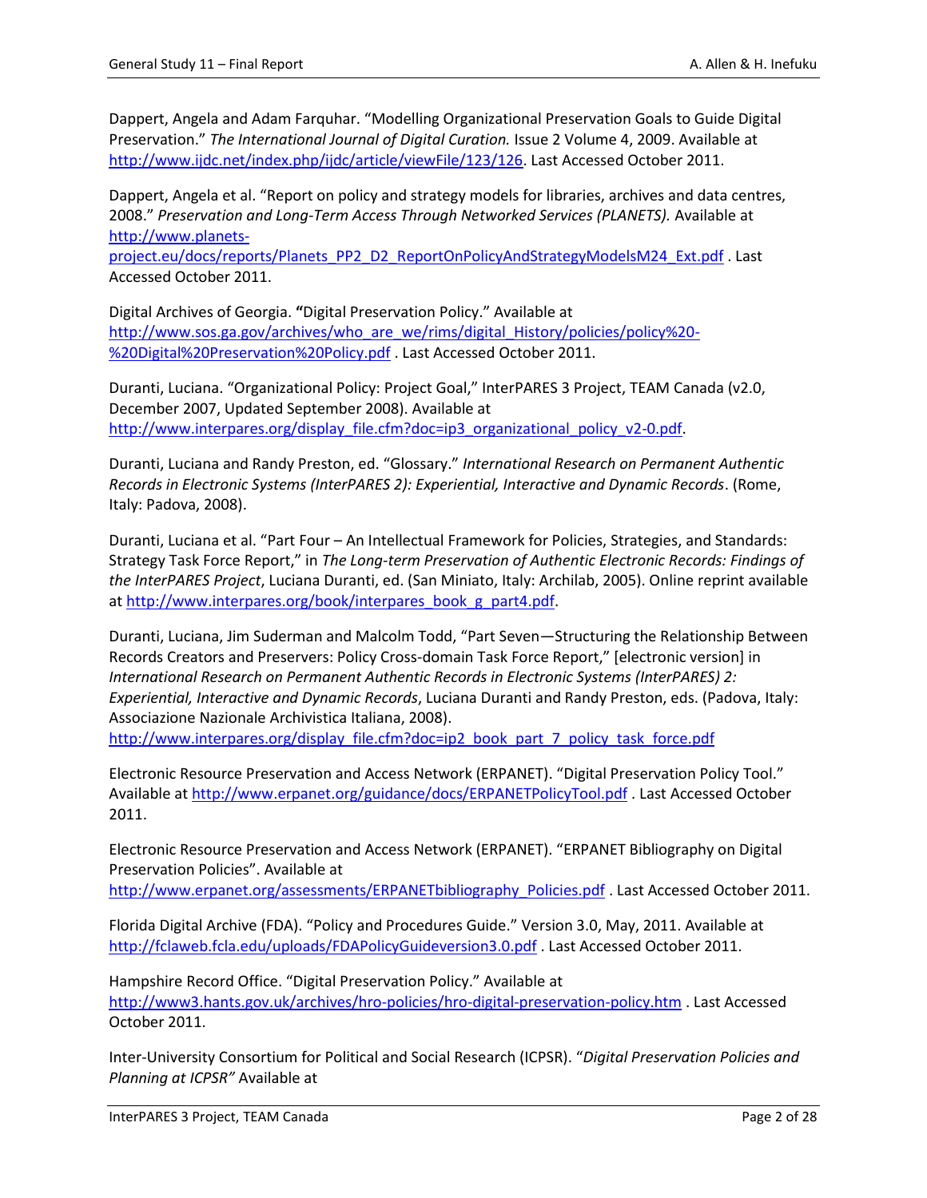Dappert, Angela and Adam Farquhar. “Modelling Organizational Preservation Goals to Guide Digital Preservation.” *The International Journal of Digital Curation.* Issue 2 Volume 4, 2009. Available at http://www.ijdc.net/index.php/ijdc/article/viewFile/123/126. Last Accessed October 2011.

Dappert, Angela et al. “Report on policy and strategy models for libraries, archives and data centres, 2008.” *Preservation and Long-Term Access Through Networked Services (PLANETS).* Available at http://www.planets-project.eu/docs/reports/Planets_PP2_D2_ReportOnPolicyAndStrategyModelsM24_Ext.pdf . Last Accessed October 2011.

Digital Archives of Georgia. **“**Digital Preservation Policy.” Available at http://www.sos.ga.gov/archives/who_are_we/rims/digital_History/policies/policy%20-%20Digital%20Preservation%20Policy.pdf . Last Accessed October 2011.

Duranti, Luciana. “Organizational Policy: Project Goal,” InterPARES 3 Project, TEAM Canada (v2.0, December 2007, Updated September 2008). Available at http://www.interpares.org/display_file.cfm?doc=ip3_organizational_policy_v2-0.pdf.

Duranti, Luciana and Randy Preston, ed. “Glossary.” *International Research on Permanent Authentic Records in Electronic Systems (InterPARES 2): Experiential, Interactive and Dynamic Records*. (Rome, Italy: Padova, 2008).

Duranti, Luciana et al. “Part Four – An Intellectual Framework for Policies, Strategies, and Standards: Strategy Task Force Report,” in *The Long-term Preservation of Authentic Electronic Records: Findings of the InterPARES Project*, Luciana Duranti, ed. (San Miniato, Italy: Archilab, 2005). Online reprint available at http://www.interpares.org/book/interpares_book_g_part4.pdf.

Duranti, Luciana, Jim Suderman and Malcolm Todd, “Part Seven—Structuring the Relationship Between Records Creators and Preservers: Policy Cross-domain Task Force Report,” [electronic version] in *International Research on Permanent Authentic Records in Electronic Systems (InterPARES) 2: Experiential, Interactive and Dynamic Records*, Luciana Duranti and Randy Preston, eds. (Padova, Italy: Associazione Nazionale Archivistica Italiana, 2008). http://www.interpares.org/display_file.cfm?doc=ip2_book_part_7_policy_task_force.pdf

Electronic Resource Preservation and Access Network (ERPANET). “Digital Preservation Policy Tool.” Available at http://www.erpanet.org/guidance/docs/ERPANETPolicyTool.pdf . Last Accessed October 2011.

Electronic Resource Preservation and Access Network (ERPANET). “ERPANET Bibliography on Digital Preservation Policies”. Available at http://www.erpanet.org/assessments/ERPANETbibliography_Policies.pdf . Last Accessed October 2011.

Florida Digital Archive (FDA). “Policy and Procedures Guide.” Version 3.0, May, 2011. Available at http://fclaweb.fcla.edu/uploads/FDAPolicyGuideversion3.0.pdf . Last Accessed October 2011.

Hampshire Record Office. “Digital Preservation Policy.” Available at http://www3.hants.gov.uk/archives/hro-policies/hro-digital-preservation-policy.htm . Last Accessed October 2011.

Inter-University Consortium for Political and Social Research (ICPSR). “*Digital Preservation Policies and Planning at ICPSR”* Available at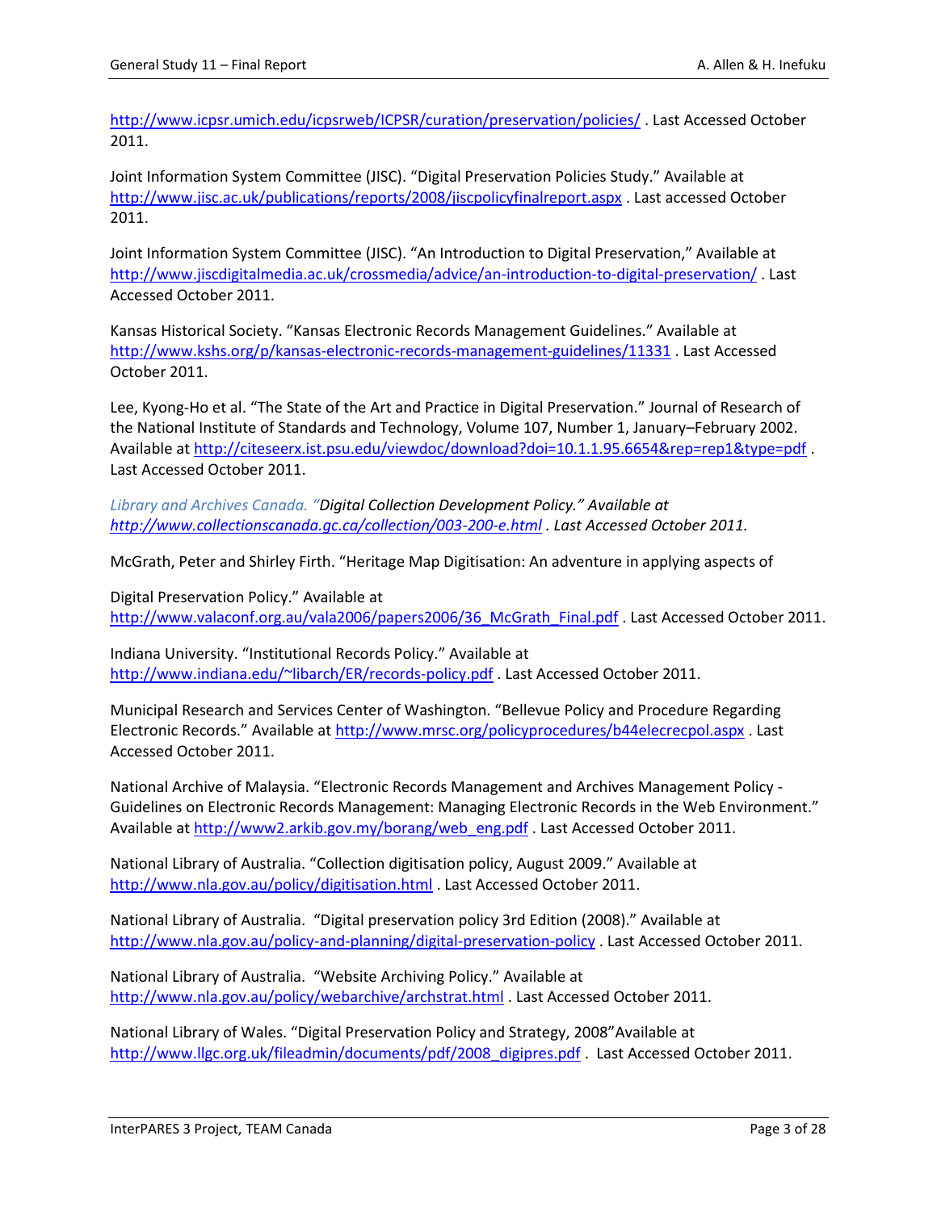http://www.icpsr.umich.edu/icpsrweb/ICPSR/curation/preservation/policies/ . Last Accessed October 2011.

Joint Information System Committee (JISC). "Digital Preservation Policies Study." Available at http://www.jisc.ac.uk/publications/reports/2008/jiscpolicyfinalreport.aspx . Last accessed October 2011.

Joint Information System Committee (JISC). "An Introduction to Digital Preservation," Available at http://www.jiscdigitalmedia.ac.uk/crossmedia/advice/an-introduction-to-digital-preservation/ . Last Accessed October 2011.

Kansas Historical Society. "Kansas Electronic Records Management Guidelines." Available at http://www.kshs.org/p/kansas-electronic-records-management-guidelines/11331 . Last Accessed October 2011.

Lee, Kyong-Ho et al. "The State of the Art and Practice in Digital Preservation." Journal of Research of the National Institute of Standards and Technology, Volume 107, Number 1, January–February 2002. Available at http://citeseerx.ist.psu.edu/viewdoc/download?doi=10.1.1.95.6654&rep=rep1&type=pdf . Last Accessed October 2011.

*Library and Archives Canada. "Digital Collection Development Policy." Available at http://www.collectionscanada.gc.ca/collection/003-200-e.html . Last Accessed October 2011.*

McGrath, Peter and Shirley Firth. "Heritage Map Digitisation: An adventure in applying aspects of

Digital Preservation Policy." Available at http://www.valaconf.org.au/vala2006/papers2006/36_McGrath_Final.pdf . Last Accessed October 2011.

Indiana University. "Institutional Records Policy." Available at http://www.indiana.edu/~libarch/ER/records-policy.pdf . Last Accessed October 2011.

Municipal Research and Services Center of Washington. "Bellevue Policy and Procedure Regarding Electronic Records." Available at http://www.mrsc.org/policyprocedures/b44elecrecpol.aspx . Last Accessed October 2011.

National Archive of Malaysia. "Electronic Records Management and Archives Management Policy - Guidelines on Electronic Records Management: Managing Electronic Records in the Web Environment." Available at http://www2.arkib.gov.my/borang/web_eng.pdf . Last Accessed October 2011.

National Library of Australia. "Collection digitisation policy, August 2009." Available at http://www.nla.gov.au/policy/digitisation.html . Last Accessed October 2011.

National Library of Australia. "Digital preservation policy 3rd Edition (2008)." Available at http://www.nla.gov.au/policy-and-planning/digital-preservation-policy . Last Accessed October 2011.

National Library of Australia. "Website Archiving Policy." Available at http://www.nla.gov.au/policy/webarchive/archstrat.html . Last Accessed October 2011.

National Library of Wales. "Digital Preservation Policy and Strategy, 2008"Available at http://www.llgc.org.uk/fileadmin/documents/pdf/2008_digipres.pdf . Last Accessed October 2011.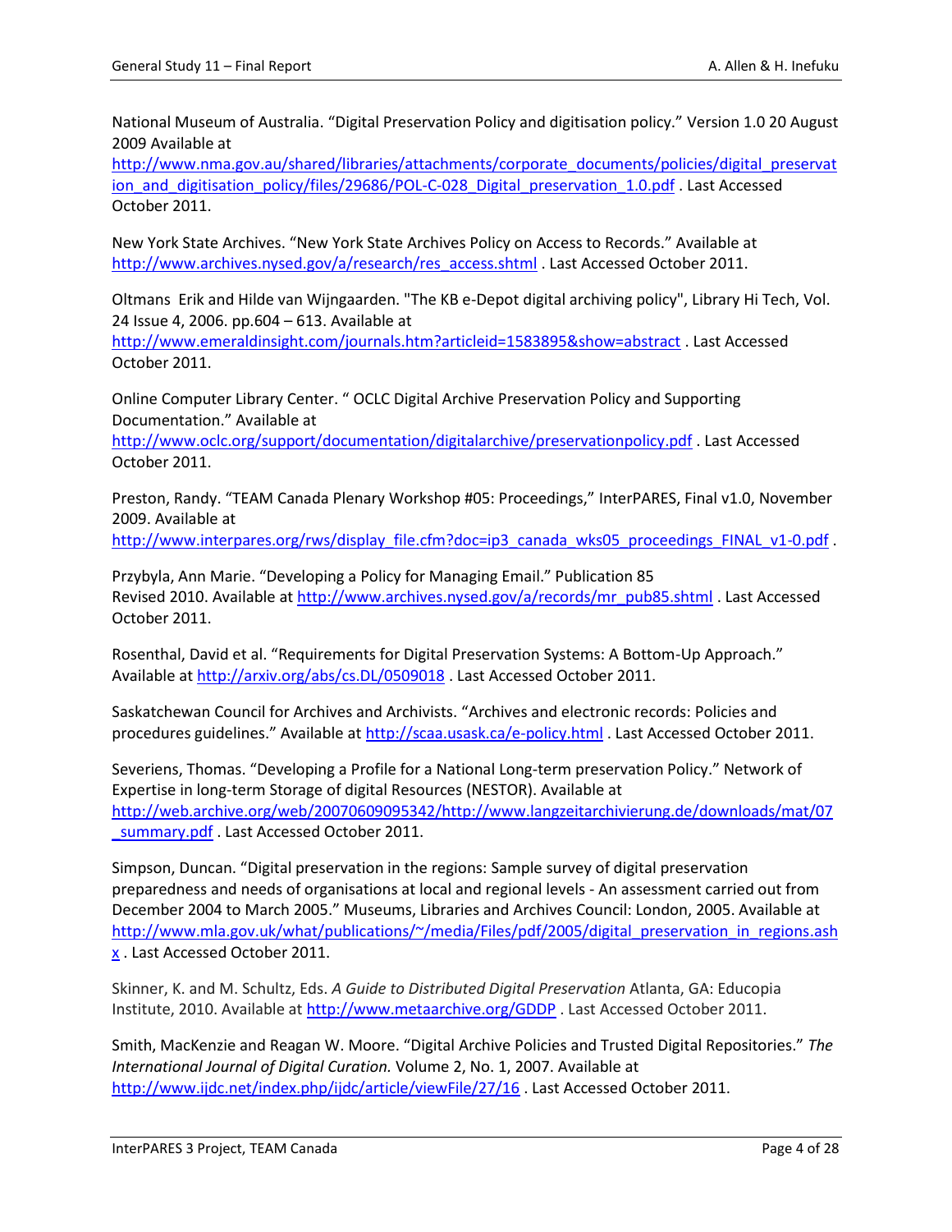National Museum of Australia. “Digital Preservation Policy and digitisation policy.” Version 1.0 20 August 2009 Available at http://www.nma.gov.au/shared/libraries/attachments/corporate_documents/policies/digital_preservation_and_digitisation_policy/files/29686/POL-C-028_Digital_preservation_1.0.pdf . Last Accessed October 2011.

New York State Archives. “New York State Archives Policy on Access to Records.” Available at http://www.archives.nysed.gov/a/research/res_access.shtml . Last Accessed October 2011.

Oltmans Erik and Hilde van Wijngaarden. "The KB e-Depot digital archiving policy", Library Hi Tech, Vol. 24 Issue 4, 2006. pp.604 – 613. Available at http://www.emeraldinsight.com/journals.htm?articleid=1583895&show=abstract . Last Accessed October 2011.

Online Computer Library Center. “ OCLC Digital Archive Preservation Policy and Supporting Documentation.” Available at http://www.oclc.org/support/documentation/digitalarchive/preservationpolicy.pdf . Last Accessed October 2011.

Preston, Randy. “TEAM Canada Plenary Workshop #05: Proceedings,” InterPARES, Final v1.0, November 2009. Available at http://www.interpares.org/rws/display_file.cfm?doc=ip3_canada_wks05_proceedings_FINAL_v1-0.pdf .

Przybyla, Ann Marie. “Developing a Policy for Managing Email.” Publication 85 Revised 2010. Available at http://www.archives.nysed.gov/a/records/mr_pub85.shtml . Last Accessed October 2011.

Rosenthal, David et al. “Requirements for Digital Preservation Systems: A Bottom-Up Approach.” Available at http://arxiv.org/abs/cs.DL/0509018 . Last Accessed October 2011.

Saskatchewan Council for Archives and Archivists. “Archives and electronic records: Policies and procedures guidelines.” Available at http://scaa.usask.ca/e-policy.html . Last Accessed October 2011.

Severiens, Thomas. “Developing a Profile for a National Long-term preservation Policy.” Network of Expertise in long-term Storage of digital Resources (NESTOR). Available at http://web.archive.org/web/20070609095342/http://www.langzeitarchivierung.de/downloads/mat/07_summary.pdf . Last Accessed October 2011.

Simpson, Duncan. “Digital preservation in the regions: Sample survey of digital preservation preparedness and needs of organisations at local and regional levels - An assessment carried out from December 2004 to March 2005.” Museums, Libraries and Archives Council: London, 2005. Available at http://www.mla.gov.uk/what/publications/~/media/Files/pdf/2005/digital_preservation_in_regions.ashx . Last Accessed October 2011.

Skinner, K. and M. Schultz, Eds. *A Guide to Distributed Digital Preservation* Atlanta, GA: Educopia Institute, 2010. Available at http://www.metaarchive.org/GDDP . Last Accessed October 2011.

Smith, MacKenzie and Reagan W. Moore. “Digital Archive Policies and Trusted Digital Repositories.” *The International Journal of Digital Curation.* Volume 2, No. 1, 2007. Available at http://www.ijdc.net/index.php/ijdc/article/viewFile/27/16 . Last Accessed October 2011.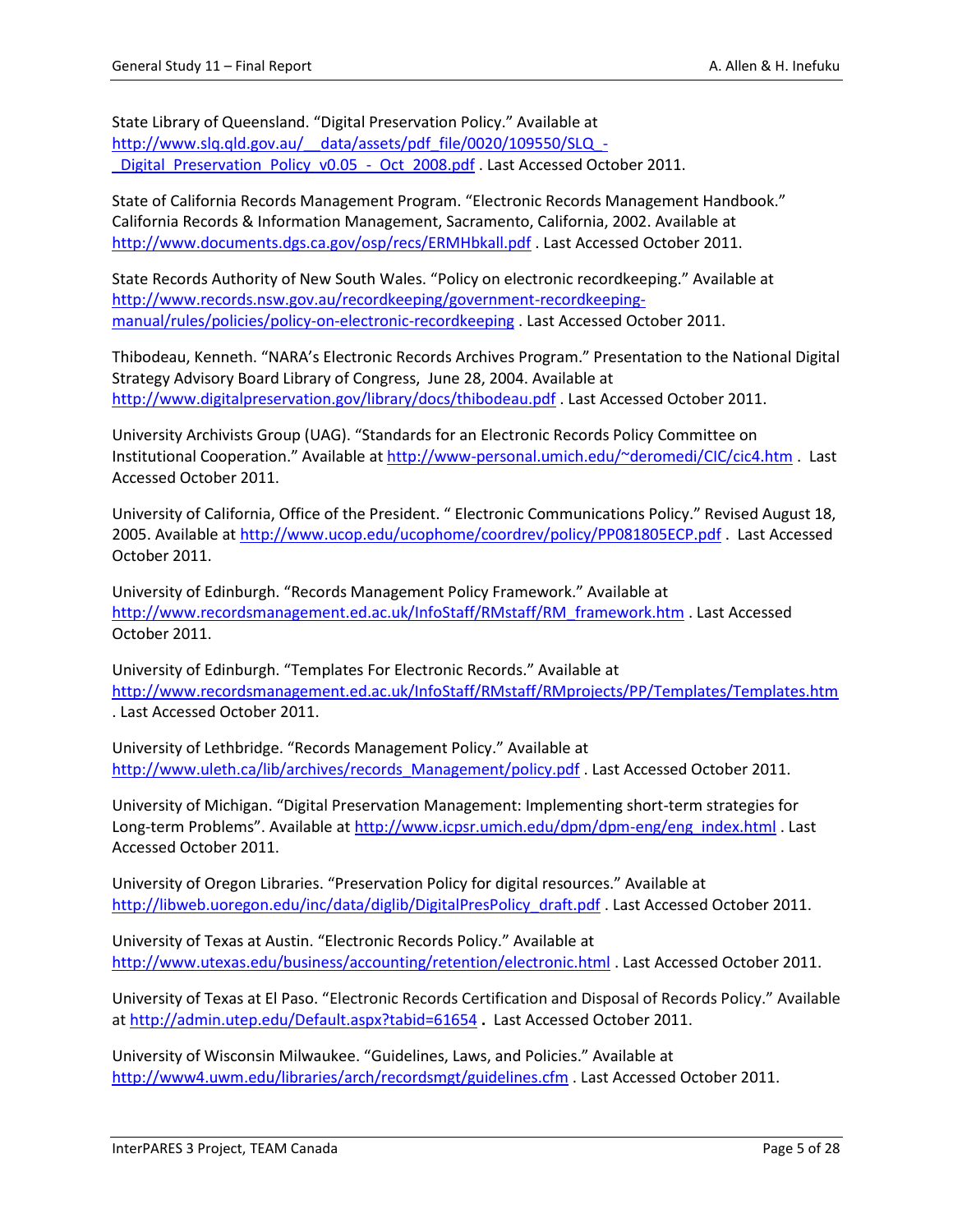State Library of Queensland. “Digital Preservation Policy.” Available at http://www.slq.qld.gov.au/__data/assets/pdf_file/0020/109550/SLQ_-_Digital_Preservation_Policy_v0.05_-_Oct_2008.pdf . Last Accessed October 2011.

State of California Records Management Program. “Electronic Records Management Handbook.” California Records & Information Management, Sacramento, California, 2002. Available at http://www.documents.dgs.ca.gov/osp/recs/ERMHbkall.pdf . Last Accessed October 2011.

State Records Authority of New South Wales. “Policy on electronic recordkeeping.” Available at http://www.records.nsw.gov.au/recordkeeping/government-recordkeeping-manual/rules/policies/policy-on-electronic-recordkeeping . Last Accessed October 2011.

Thibodeau, Kenneth. “NARA’s Electronic Records Archives Program.” Presentation to the National Digital Strategy Advisory Board Library of Congress, June 28, 2004. Available at http://www.digitalpreservation.gov/library/docs/thibodeau.pdf . Last Accessed October 2011.

University Archivists Group (UAG). “Standards for an Electronic Records Policy Committee on Institutional Cooperation.” Available at http://www-personal.umich.edu/~deromedi/CIC/cic4.htm . Last Accessed October 2011.

University of California, Office of the President. “ Electronic Communications Policy.” Revised August 18, 2005. Available at http://www.ucop.edu/ucophome/coordrev/policy/PP081805ECP.pdf . Last Accessed October 2011.

University of Edinburgh. “Records Management Policy Framework.” Available at http://www.recordsmanagement.ed.ac.uk/InfoStaff/RMstaff/RM_framework.htm . Last Accessed October 2011.

University of Edinburgh. “Templates For Electronic Records.” Available at http://www.recordsmanagement.ed.ac.uk/InfoStaff/RMstaff/RMprojects/PP/Templates/Templates.htm . Last Accessed October 2011.

University of Lethbridge. “Records Management Policy.” Available at http://www.uleth.ca/lib/archives/records_Management/policy.pdf . Last Accessed October 2011.

University of Michigan. “Digital Preservation Management: Implementing short-term strategies for Long-term Problems”. Available at http://www.icpsr.umich.edu/dpm/dpm-eng/eng_index.html . Last Accessed October 2011.

University of Oregon Libraries. “Preservation Policy for digital resources.” Available at http://libweb.uoregon.edu/inc/data/diglib/DigitalPresPolicy_draft.pdf . Last Accessed October 2011.

University of Texas at Austin. “Electronic Records Policy.” Available at http://www.utexas.edu/business/accounting/retention/electronic.html . Last Accessed October 2011.

University of Texas at El Paso. “Electronic Records Certification and Disposal of Records Policy.” Available at http://admin.utep.edu/Default.aspx?tabid=61654 **.** Last Accessed October 2011.

University of Wisconsin Milwaukee. “Guidelines, Laws, and Policies.” Available at http://www4.uwm.edu/libraries/arch/recordsmgt/guidelines.cfm . Last Accessed October 2011.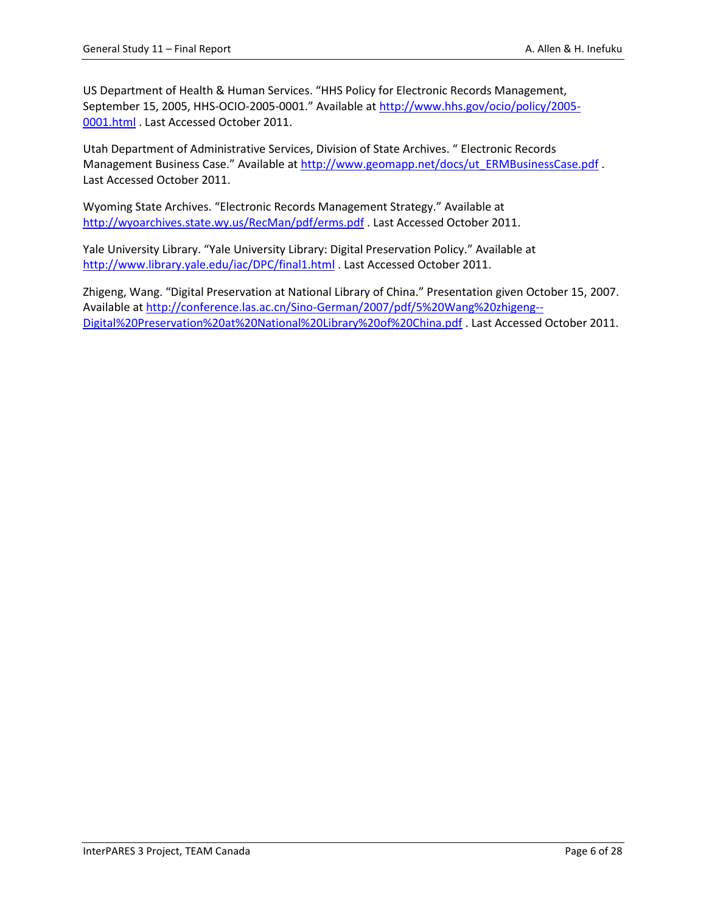US Department of Health & Human Services. "HHS Policy for Electronic Records Management, September 15, 2005, HHS-OCIO-2005-0001." Available at http://www.hhs.gov/ocio/policy/2005-0001.html . Last Accessed October 2011.

Utah Department of Administrative Services, Division of State Archives. " Electronic Records Management Business Case." Available at http://www.geomapp.net/docs/ut_ERMBusinessCase.pdf . Last Accessed October 2011.

Wyoming State Archives. "Electronic Records Management Strategy." Available at http://wyoarchives.state.wy.us/RecMan/pdf/erms.pdf . Last Accessed October 2011.

Yale University Library. "Yale University Library: Digital Preservation Policy." Available at http://www.library.yale.edu/iac/DPC/final1.html . Last Accessed October 2011.

Zhigeng, Wang. "Digital Preservation at National Library of China." Presentation given October 15, 2007. Available at http://conference.las.ac.cn/Sino-German/2007/pdf/5%20Wang%20zhigeng--Digital%20Preservation%20at%20National%20Library%20of%20China.pdf . Last Accessed October 2011.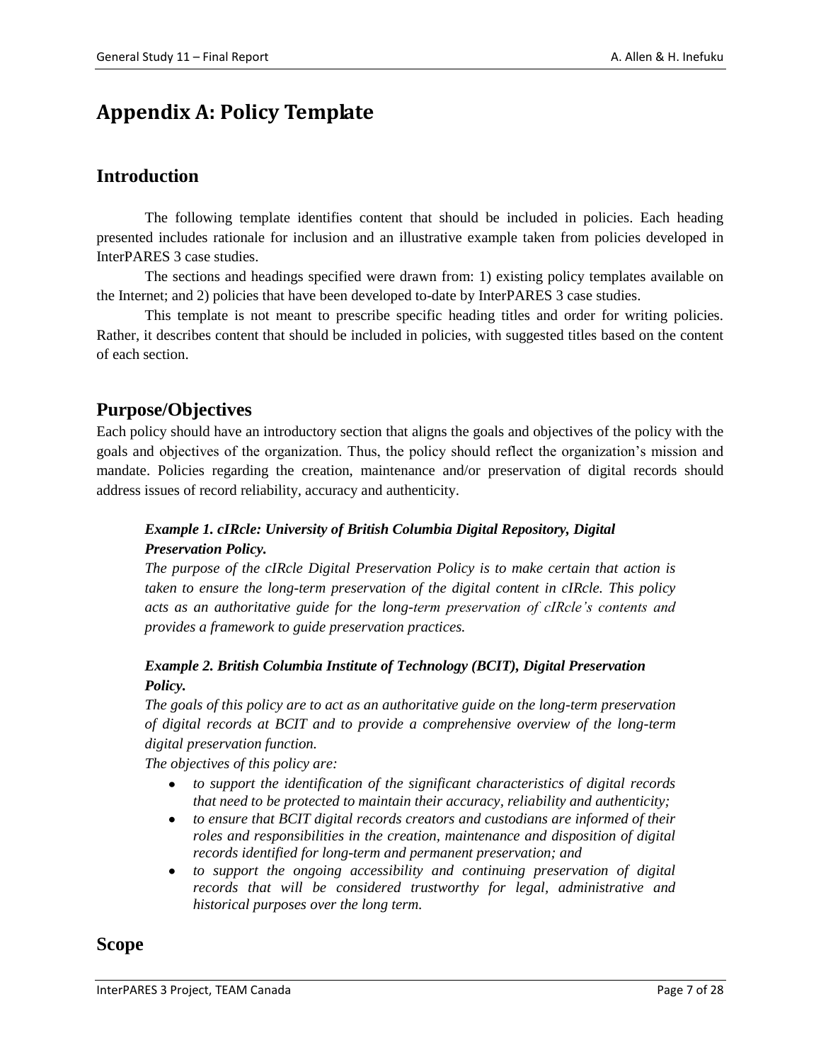# Appendix A: Policy Template

## Introduction

The following template identifies content that should be included in policies. Each heading presented includes rationale for inclusion and an illustrative example taken from policies developed in InterPARES 3 case studies.

The sections and headings specified were drawn from: 1) existing policy templates available on the Internet; and 2) policies that have been developed to-date by InterPARES 3 case studies.

This template is not meant to prescribe specific heading titles and order for writing policies. Rather, it describes content that should be included in policies, with suggested titles based on the content of each section.

## Purpose/Objectives

Each policy should have an introductory section that aligns the goals and objectives of the policy with the goals and objectives of the organization. Thus, the policy should reflect the organization's mission and mandate. Policies regarding the creation, maintenance and/or preservation of digital records should address issues of record reliability, accuracy and authenticity.

> ***Example 1. cIRcle: University of British Columbia Digital Repository, Digital Preservation Policy.***
>
> *The purpose of the cIRcle Digital Preservation Policy is to make certain that action is taken to ensure the long-term preservation of the digital content in cIRcle. This policy acts as an authoritative guide for the long-term preservation of cIRcle's contents and provides a framework to guide preservation practices.*

> ***Example 2. British Columbia Institute of Technology (BCIT), Digital Preservation Policy.***
>
> *The goals of this policy are to act as an authoritative guide on the long-term preservation of digital records at BCIT and to provide a comprehensive overview of the long-term digital preservation function.*
>
> *The objectives of this policy are:*
>
> - *to support the identification of the significant characteristics of digital records that need to be protected to maintain their accuracy, reliability and authenticity;*
> - *to ensure that BCIT digital records creators and custodians are informed of their roles and responsibilities in the creation, maintenance and disposition of digital records identified for long-term and permanent preservation; and*
> - *to support the ongoing accessibility and continuing preservation of digital records that will be considered trustworthy for legal, administrative and historical purposes over the long term.*

## Scope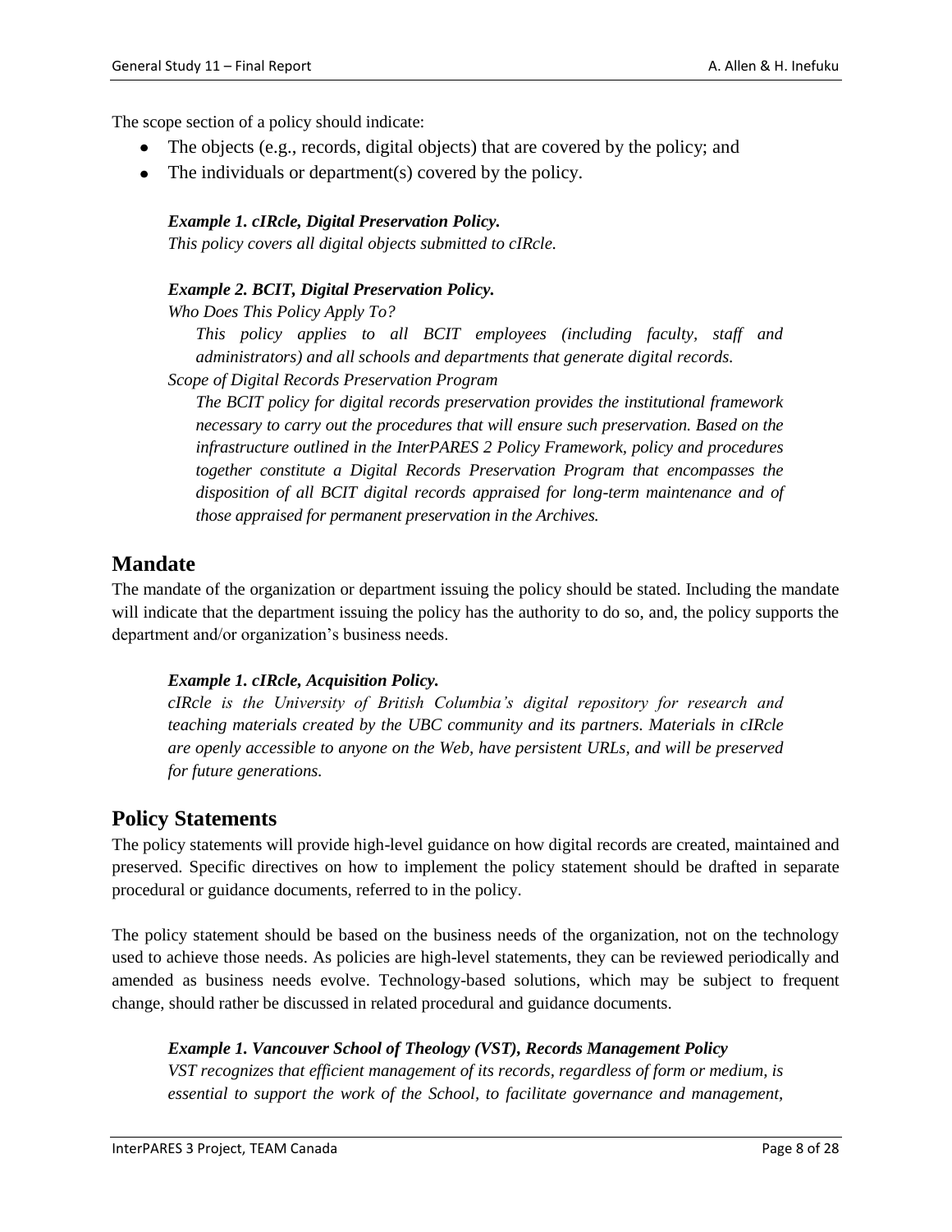The scope section of a policy should indicate:

- The objects (e.g., records, digital objects) that are covered by the policy; and
- The individuals or department(s) covered by the policy.

***Example 1. cIRcle, Digital Preservation Policy.***
*This policy covers all digital objects submitted to cIRcle.*

***Example 2. BCIT, Digital Preservation Policy.***
*Who Does This Policy Apply To?*

*This policy applies to all BCIT employees (including faculty, staff and administrators) and all schools and departments that generate digital records.*

*Scope of Digital Records Preservation Program*

*The BCIT policy for digital records preservation provides the institutional framework necessary to carry out the procedures that will ensure such preservation. Based on the infrastructure outlined in the InterPARES 2 Policy Framework, policy and procedures together constitute a Digital Records Preservation Program that encompasses the disposition of all BCIT digital records appraised for long-term maintenance and of those appraised for permanent preservation in the Archives.*

## Mandate

The mandate of the organization or department issuing the policy should be stated. Including the mandate will indicate that the department issuing the policy has the authority to do so, and, the policy supports the department and/or organization's business needs.

***Example 1. cIRcle, Acquisition Policy.***
*cIRcle is the University of British Columbia's digital repository for research and teaching materials created by the UBC community and its partners. Materials in cIRcle are openly accessible to anyone on the Web, have persistent URLs, and will be preserved for future generations.*

## Policy Statements

The policy statements will provide high-level guidance on how digital records are created, maintained and preserved. Specific directives on how to implement the policy statement should be drafted in separate procedural or guidance documents, referred to in the policy.

The policy statement should be based on the business needs of the organization, not on the technology used to achieve those needs. As policies are high-level statements, they can be reviewed periodically and amended as business needs evolve. Technology-based solutions, which may be subject to frequent change, should rather be discussed in related procedural and guidance documents.

***Example 1. Vancouver School of Theology (VST), Records Management Policy***
*VST recognizes that efficient management of its records, regardless of form or medium, is essential to support the work of the School, to facilitate governance and management,*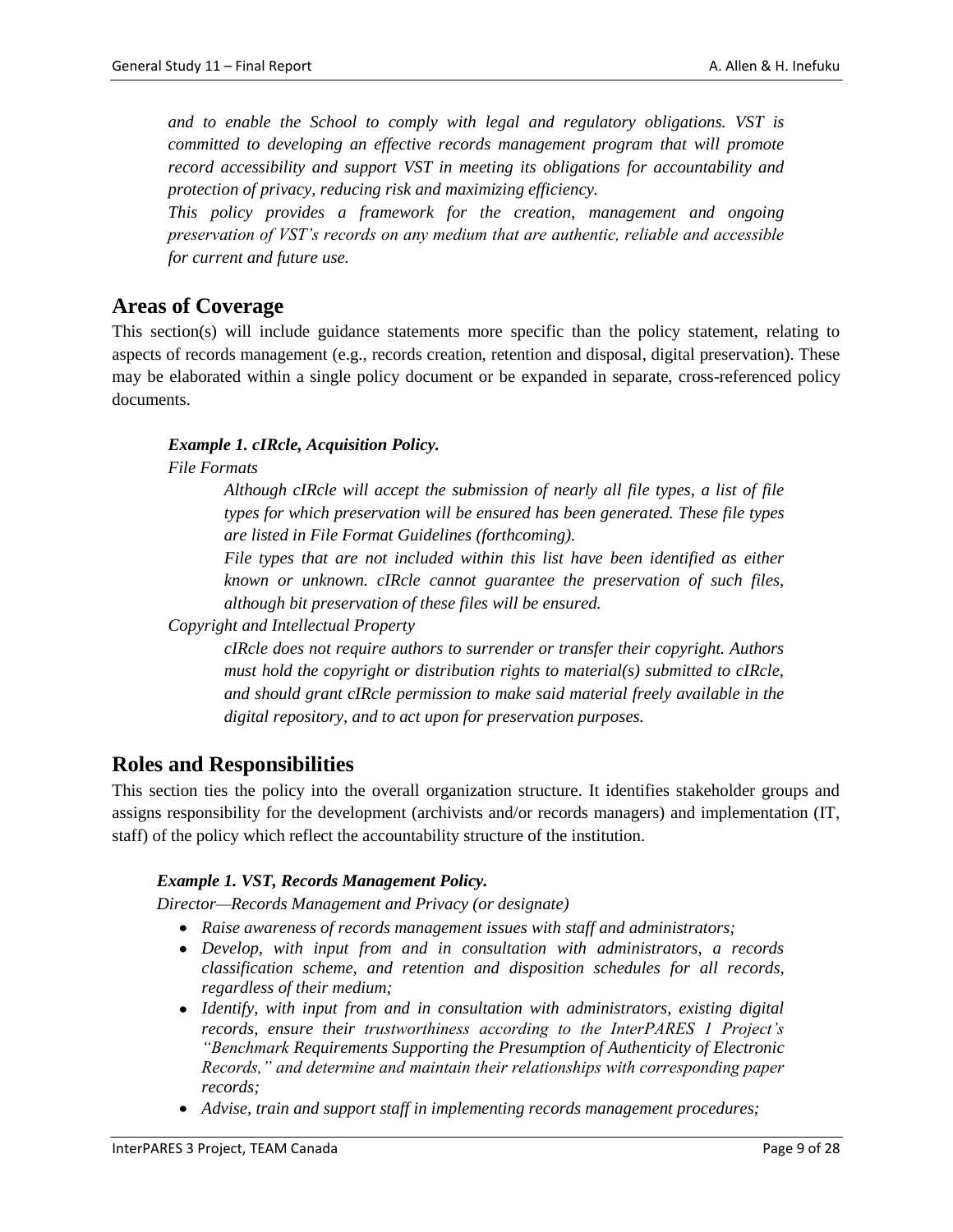*and to enable the School to comply with legal and regulatory obligations. VST is committed to developing an effective records management program that will promote record accessibility and support VST in meeting its obligations for accountability and protection of privacy, reducing risk and maximizing efficiency.*

*This policy provides a framework for the creation, management and ongoing preservation of VST's records on any medium that are authentic, reliable and accessible for current and future use.*

## Areas of Coverage

This section(s) will include guidance statements more specific than the policy statement, relating to aspects of records management (e.g., records creation, retention and disposal, digital preservation). These may be elaborated within a single policy document or be expanded in separate, cross-referenced policy documents.

***Example 1. cIRcle, Acquisition Policy.***

*File Formats*

*Although cIRcle will accept the submission of nearly all file types, a list of file types for which preservation will be ensured has been generated. These file types are listed in File Format Guidelines (forthcoming).*

*File types that are not included within this list have been identified as either known or unknown. cIRcle cannot guarantee the preservation of such files, although bit preservation of these files will be ensured.*

*Copyright and Intellectual Property*

*cIRcle does not require authors to surrender or transfer their copyright. Authors must hold the copyright or distribution rights to material(s) submitted to cIRcle, and should grant cIRcle permission to make said material freely available in the digital repository, and to act upon for preservation purposes.*

## Roles and Responsibilities

This section ties the policy into the overall organization structure. It identifies stakeholder groups and assigns responsibility for the development (archivists and/or records managers) and implementation (IT, staff) of the policy which reflect the accountability structure of the institution.

***Example 1. VST, Records Management Policy.***

*Director—Records Management and Privacy (or designate)*

- *Raise awareness of records management issues with staff and administrators;*
- *Develop, with input from and in consultation with administrators, a records classification scheme, and retention and disposition schedules for all records, regardless of their medium;*
- *Identify, with input from and in consultation with administrators, existing digital records, ensure their trustworthiness according to the InterPARES 1 Project's "Benchmark Requirements Supporting the Presumption of Authenticity of Electronic Records," and determine and maintain their relationships with corresponding paper records;*
- *Advise, train and support staff in implementing records management procedures;*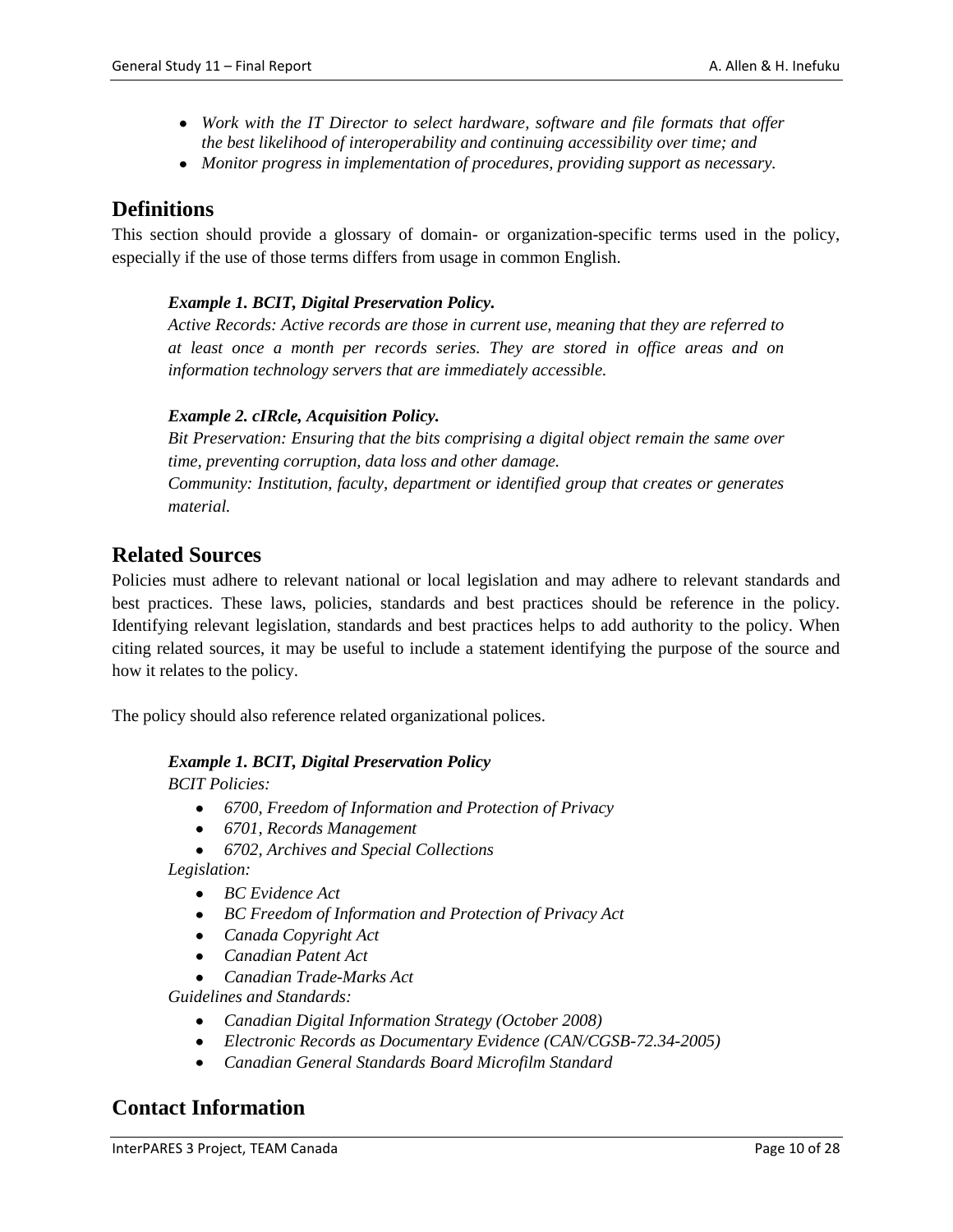- *Work with the IT Director to select hardware, software and file formats that offer the best likelihood of interoperability and continuing accessibility over time; and*
- *Monitor progress in implementation of procedures, providing support as necessary.*

## Definitions

This section should provide a glossary of domain- or organization-specific terms used in the policy, especially if the use of those terms differs from usage in common English.

***Example 1. BCIT, Digital Preservation Policy.***
*Active Records: Active records are those in current use, meaning that they are referred to at least once a month per records series. They are stored in office areas and on information technology servers that are immediately accessible.*

***Example 2. cIRcle, Acquisition Policy.***
*Bit Preservation: Ensuring that the bits comprising a digital object remain the same over time, preventing corruption, data loss and other damage.*
*Community: Institution, faculty, department or identified group that creates or generates material.*

## Related Sources

Policies must adhere to relevant national or local legislation and may adhere to relevant standards and best practices. These laws, policies, standards and best practices should be reference in the policy. Identifying relevant legislation, standards and best practices helps to add authority to the policy. When citing related sources, it may be useful to include a statement identifying the purpose of the source and how it relates to the policy.

The policy should also reference related organizational polices.

***Example 1. BCIT, Digital Preservation Policy***
*BCIT Policies:*

- *6700, Freedom of Information and Protection of Privacy*
- *6701, Records Management*
- *6702, Archives and Special Collections*

*Legislation:*

- *BC Evidence Act*
- *BC Freedom of Information and Protection of Privacy Act*
- *Canada Copyright Act*
- *Canadian Patent Act*
- *Canadian Trade-Marks Act*

*Guidelines and Standards:*

- *Canadian Digital Information Strategy (October 2008)*
- *Electronic Records as Documentary Evidence (CAN/CGSB-72.34-2005)*
- *Canadian General Standards Board Microfilm Standard*

## Contact Information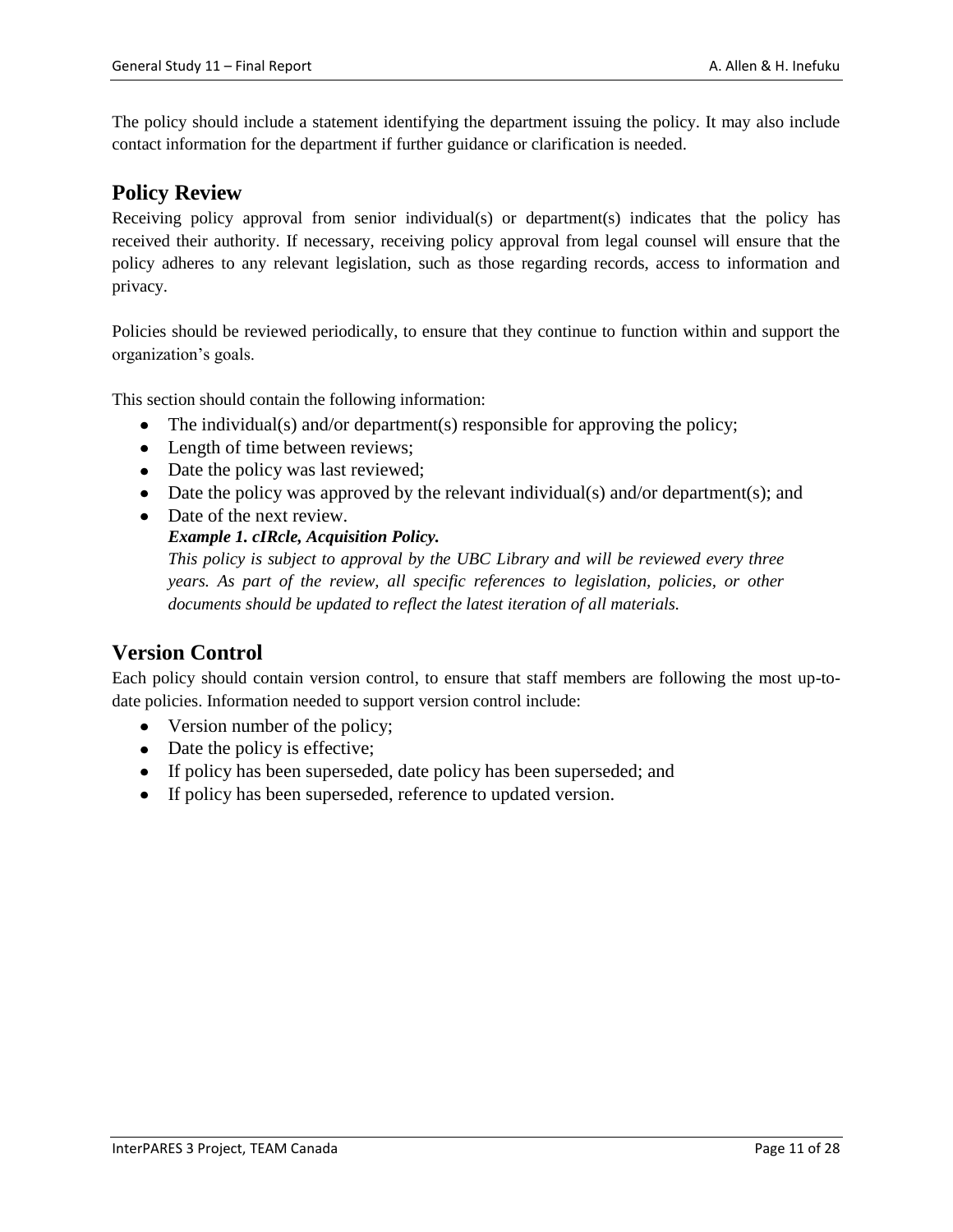The policy should include a statement identifying the department issuing the policy. It may also include contact information for the department if further guidance or clarification is needed.

## Policy Review

Receiving policy approval from senior individual(s) or department(s) indicates that the policy has received their authority. If necessary, receiving policy approval from legal counsel will ensure that the policy adheres to any relevant legislation, such as those regarding records, access to information and privacy.

Policies should be reviewed periodically, to ensure that they continue to function within and support the organization's goals.

This section should contain the following information:

- The individual(s) and/or department(s) responsible for approving the policy;
- Length of time between reviews;
- Date the policy was last reviewed;
- Date the policy was approved by the relevant individual(s) and/or department(s); and
- Date of the next review.

  ***Example 1. cIRcle, Acquisition Policy.***

  *This policy is subject to approval by the UBC Library and will be reviewed every three years. As part of the review, all specific references to legislation, policies, or other documents should be updated to reflect the latest iteration of all materials.*

## Version Control

Each policy should contain version control, to ensure that staff members are following the most up-to-date policies. Information needed to support version control include:

- Version number of the policy;
- Date the policy is effective;
- If policy has been superseded, date policy has been superseded; and
- If policy has been superseded, reference to updated version.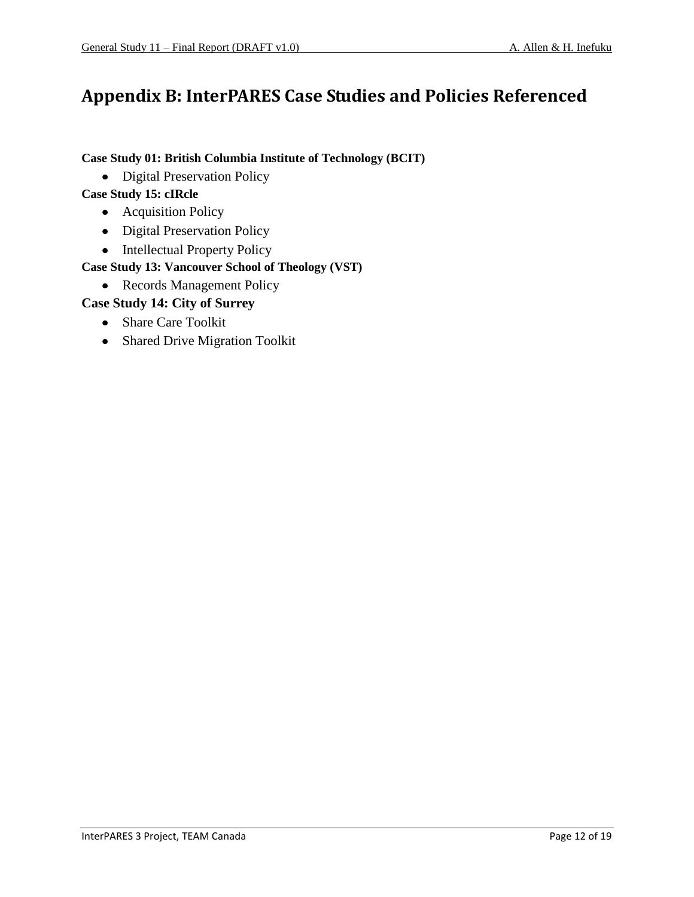# Appendix B: InterPARES Case Studies and Policies Referenced

**Case Study 01: British Columbia Institute of Technology (BCIT)**

- Digital Preservation Policy

**Case Study 15: cIRcle**

- Acquisition Policy
- Digital Preservation Policy
- Intellectual Property Policy

**Case Study 13: Vancouver School of Theology (VST)**

- Records Management Policy

**Case Study 14: City of Surrey**

- Share Care Toolkit
- Shared Drive Migration Toolkit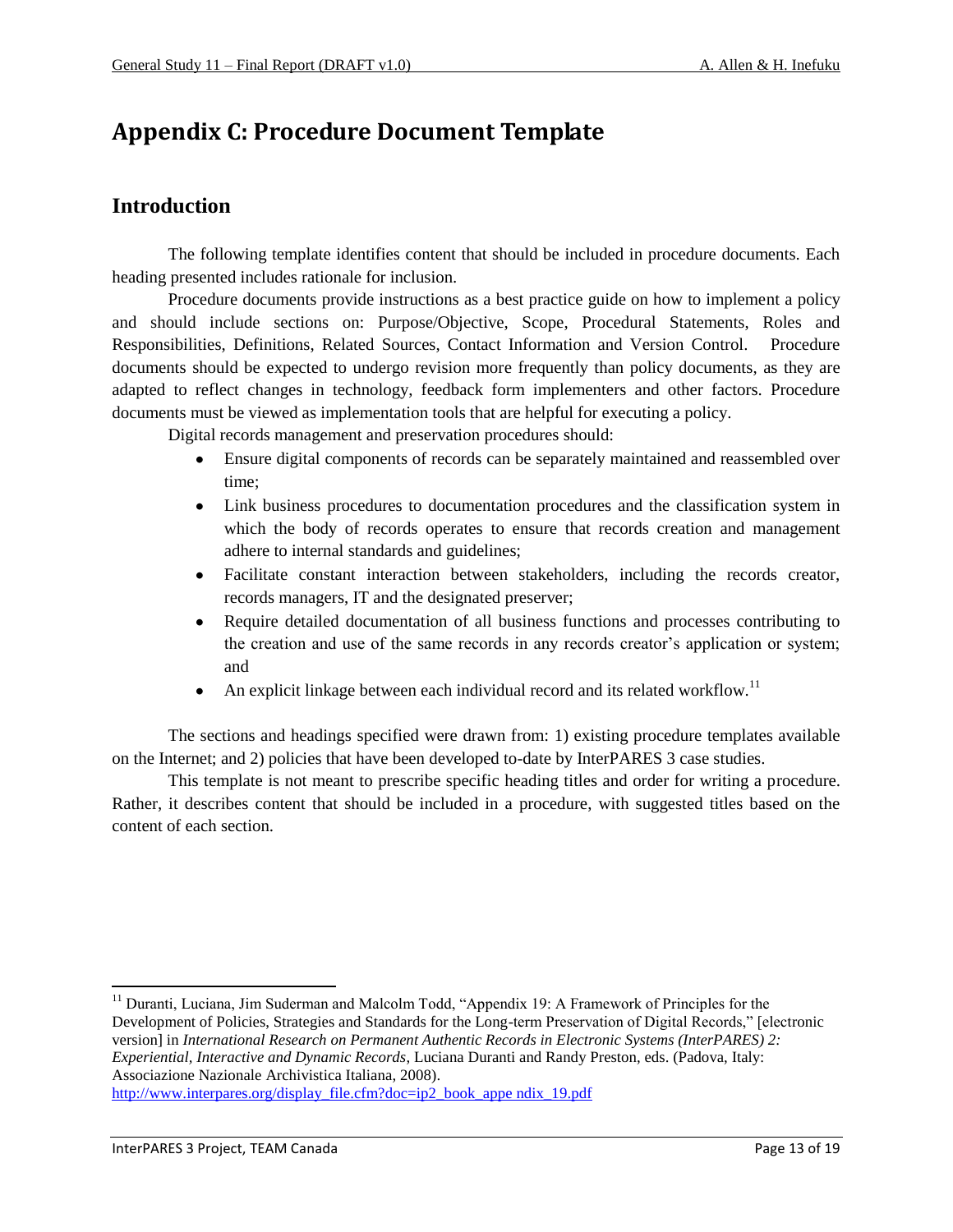# Appendix C: Procedure Document Template

## Introduction

The following template identifies content that should be included in procedure documents. Each heading presented includes rationale for inclusion.

Procedure documents provide instructions as a best practice guide on how to implement a policy and should include sections on: Purpose/Objective, Scope, Procedural Statements, Roles and Responsibilities, Definitions, Related Sources, Contact Information and Version Control. Procedure documents should be expected to undergo revision more frequently than policy documents, as they are adapted to reflect changes in technology, feedback form implementers and other factors. Procedure documents must be viewed as implementation tools that are helpful for executing a policy.

Digital records management and preservation procedures should:

- Ensure digital components of records can be separately maintained and reassembled over time;
- Link business procedures to documentation procedures and the classification system in which the body of records operates to ensure that records creation and management adhere to internal standards and guidelines;
- Facilitate constant interaction between stakeholders, including the records creator, records managers, IT and the designated preserver;
- Require detailed documentation of all business functions and processes contributing to the creation and use of the same records in any records creator's application or system; and
- An explicit linkage between each individual record and its related workflow.[11]

The sections and headings specified were drawn from: 1) existing procedure templates available on the Internet; and 2) policies that have been developed to-date by InterPARES 3 case studies.

This template is not meant to prescribe specific heading titles and order for writing a procedure. Rather, it describes content that should be included in a procedure, with suggested titles based on the content of each section.

---

[11] Duranti, Luciana, Jim Suderman and Malcolm Todd, "Appendix 19: A Framework of Principles for the Development of Policies, Strategies and Standards for the Long-term Preservation of Digital Records," [electronic version] in *International Research on Permanent Authentic Records in Electronic Systems (InterPARES) 2: Experiential, Interactive and Dynamic Records*, Luciana Duranti and Randy Preston, eds. (Padova, Italy: Associazione Nazionale Archivistica Italiana, 2008). http://www.interpares.org/display_file.cfm?doc=ip2_book_appe ndix_19.pdf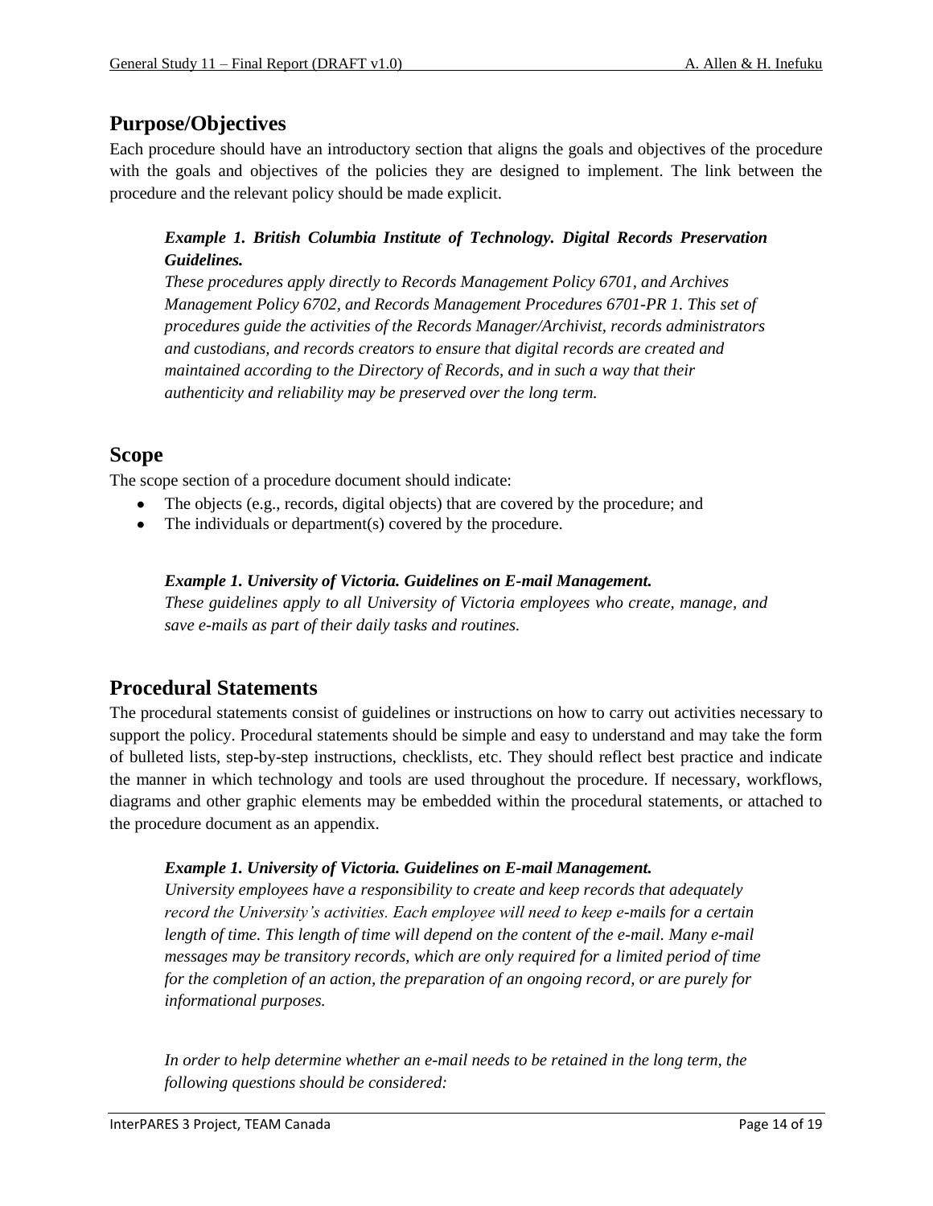## Purpose/Objectives

Each procedure should have an introductory section that aligns the goals and objectives of the procedure with the goals and objectives of the policies they are designed to implement. The link between the procedure and the relevant policy should be made explicit.

> ***Example 1. British Columbia Institute of Technology. Digital Records Preservation Guidelines.***
>
> *These procedures apply directly to Records Management Policy 6701, and Archives Management Policy 6702, and Records Management Procedures 6701-PR 1. This set of procedures guide the activities of the Records Manager/Archivist, records administrators and custodians, and records creators to ensure that digital records are created and maintained according to the Directory of Records, and in such a way that their authenticity and reliability may be preserved over the long term.*

## Scope

The scope section of a procedure document should indicate:

- The objects (e.g., records, digital objects) that are covered by the procedure; and
- The individuals or department(s) covered by the procedure.

> ***Example 1. University of Victoria. Guidelines on E-mail Management.***
>
> *These guidelines apply to all University of Victoria employees who create, manage, and save e-mails as part of their daily tasks and routines.*

## Procedural Statements

The procedural statements consist of guidelines or instructions on how to carry out activities necessary to support the policy. Procedural statements should be simple and easy to understand and may take the form of bulleted lists, step-by-step instructions, checklists, etc. They should reflect best practice and indicate the manner in which technology and tools are used throughout the procedure. If necessary, workflows, diagrams and other graphic elements may be embedded within the procedural statements, or attached to the procedure document as an appendix.

> ***Example 1. University of Victoria. Guidelines on E-mail Management.***
>
> *University employees have a responsibility to create and keep records that adequately record the University's activities. Each employee will need to keep e-mails for a certain length of time. This length of time will depend on the content of the e-mail. Many e-mail messages may be transitory records, which are only required for a limited period of time for the completion of an action, the preparation of an ongoing record, or are purely for informational purposes.*
>
> *In order to help determine whether an e-mail needs to be retained in the long term, the following questions should be considered:*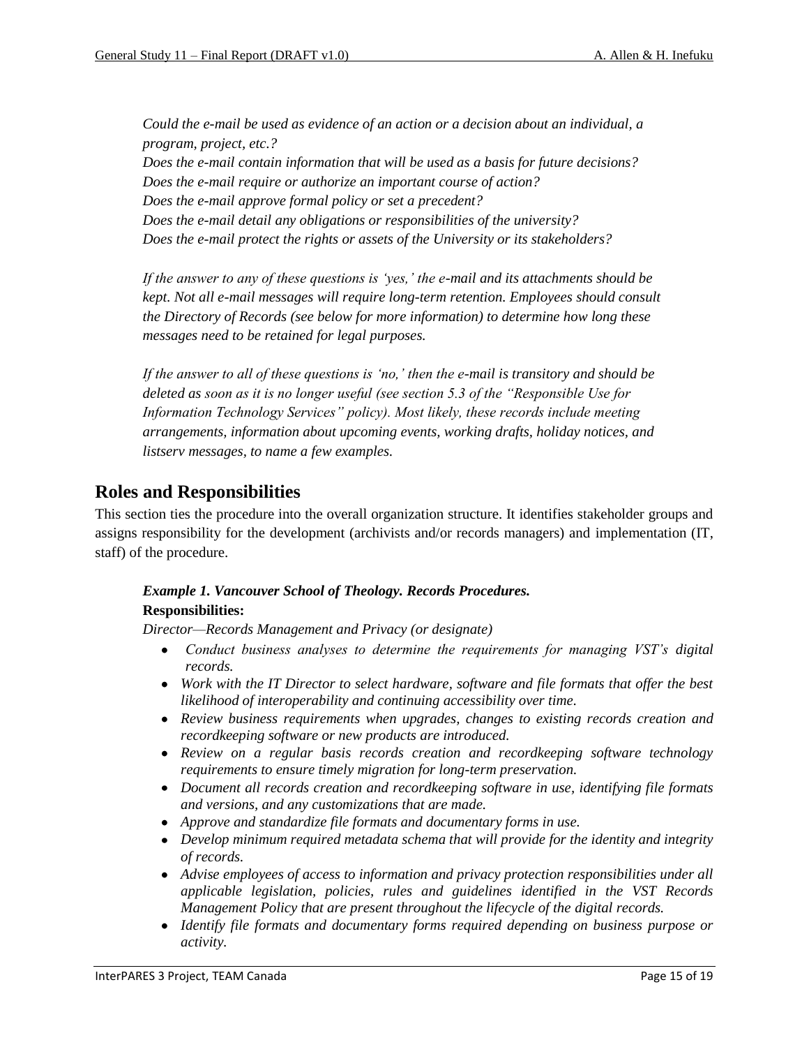*Could the e-mail be used as evidence of an action or a decision about an individual, a program, project, etc.?*
*Does the e-mail contain information that will be used as a basis for future decisions?*
*Does the e-mail require or authorize an important course of action?*
*Does the e-mail approve formal policy or set a precedent?*
*Does the e-mail detail any obligations or responsibilities of the university?*
*Does the e-mail protect the rights or assets of the University or its stakeholders?*

*If the answer to any of these questions is 'yes,' the e-mail and its attachments should be kept. Not all e-mail messages will require long-term retention. Employees should consult the Directory of Records (see below for more information) to determine how long these messages need to be retained for legal purposes.*

*If the answer to all of these questions is 'no,' then the e-mail is transitory and should be deleted as soon as it is no longer useful (see section 5.3 of the "Responsible Use for Information Technology Services" policy). Most likely, these records include meeting arrangements, information about upcoming events, working drafts, holiday notices, and listserv messages, to name a few examples.*

## Roles and Responsibilities

This section ties the procedure into the overall organization structure. It identifies stakeholder groups and assigns responsibility for the development (archivists and/or records managers) and implementation (IT, staff) of the procedure.

***Example 1. Vancouver School of Theology. Records Procedures.***

**Responsibilities:**

*Director—Records Management and Privacy (or designate)*

- *Conduct business analyses to determine the requirements for managing VST's digital records.*
- *Work with the IT Director to select hardware, software and file formats that offer the best likelihood of interoperability and continuing accessibility over time.*
- *Review business requirements when upgrades, changes to existing records creation and recordkeeping software or new products are introduced.*
- *Review on a regular basis records creation and recordkeeping software technology requirements to ensure timely migration for long-term preservation.*
- *Document all records creation and recordkeeping software in use, identifying file formats and versions, and any customizations that are made.*
- *Approve and standardize file formats and documentary forms in use.*
- *Develop minimum required metadata schema that will provide for the identity and integrity of records.*
- *Advise employees of access to information and privacy protection responsibilities under all applicable legislation, policies, rules and guidelines identified in the VST Records Management Policy that are present throughout the lifecycle of the digital records.*
- *Identify file formats and documentary forms required depending on business purpose or activity.*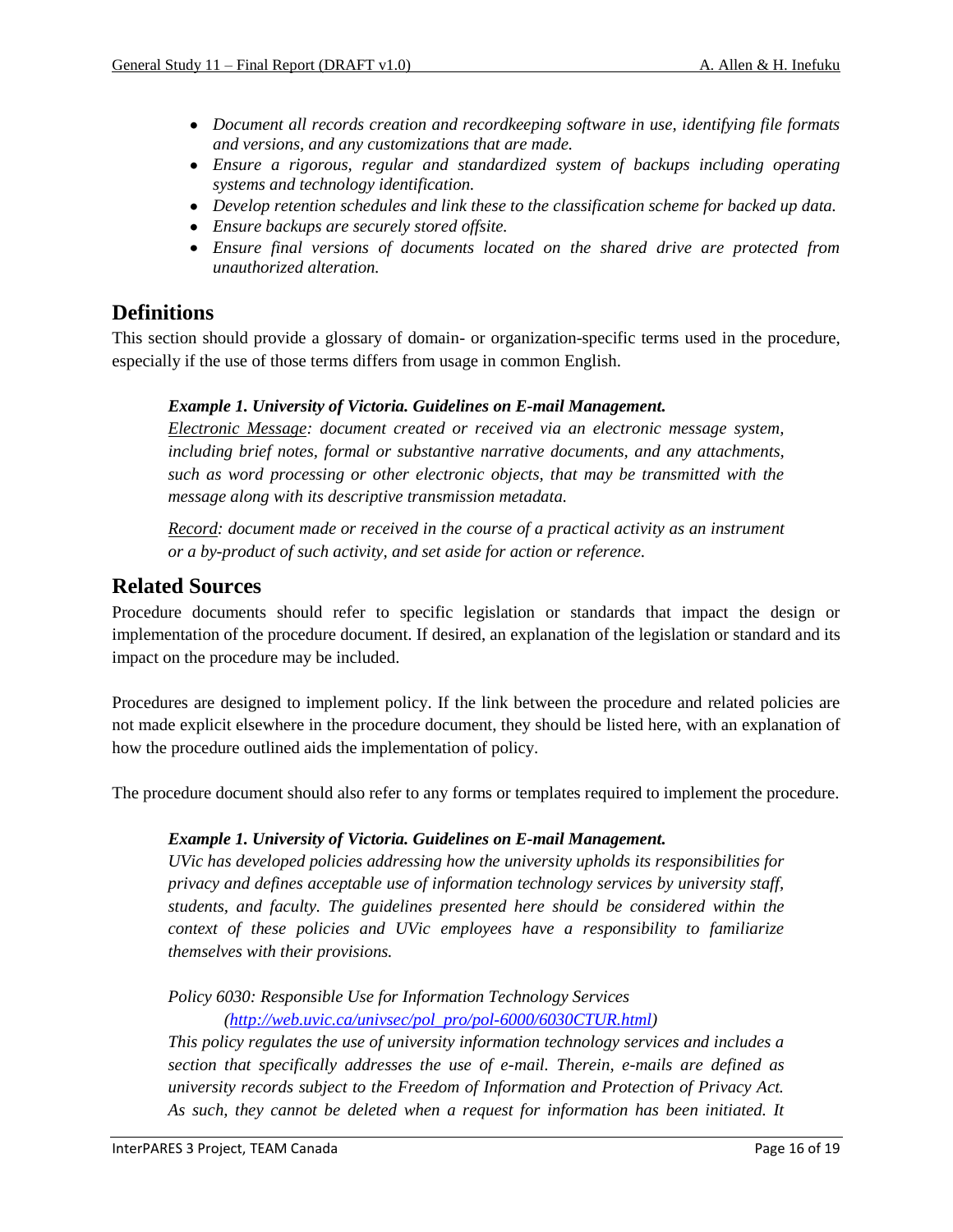- *Document all records creation and recordkeeping software in use, identifying file formats and versions, and any customizations that are made.*
- *Ensure a rigorous, regular and standardized system of backups including operating systems and technology identification.*
- *Develop retention schedules and link these to the classification scheme for backed up data.*
- *Ensure backups are securely stored offsite.*
- *Ensure final versions of documents located on the shared drive are protected from unauthorized alteration.*

## Definitions

This section should provide a glossary of domain- or organization-specific terms used in the procedure, especially if the use of those terms differs from usage in common English.

> ***Example 1. University of Victoria. Guidelines on E-mail Management.***
>
> *Electronic Message: document created or received via an electronic message system, including brief notes, formal or substantive narrative documents, and any attachments, such as word processing or other electronic objects, that may be transmitted with the message along with its descriptive transmission metadata.*
>
> *Record: document made or received in the course of a practical activity as an instrument or a by-product of such activity, and set aside for action or reference.*

## Related Sources

Procedure documents should refer to specific legislation or standards that impact the design or implementation of the procedure document. If desired, an explanation of the legislation or standard and its impact on the procedure may be included.

Procedures are designed to implement policy. If the link between the procedure and related policies are not made explicit elsewhere in the procedure document, they should be listed here, with an explanation of how the procedure outlined aids the implementation of policy.

The procedure document should also refer to any forms or templates required to implement the procedure.

> ***Example 1. University of Victoria. Guidelines on E-mail Management.***
>
> *UVic has developed policies addressing how the university upholds its responsibilities for privacy and defines acceptable use of information technology services by university staff, students, and faculty. The guidelines presented here should be considered within the context of these policies and UVic employees have a responsibility to familiarize themselves with their provisions.*
>
> *Policy 6030: Responsible Use for Information Technology Services*
> *(http://web.uvic.ca/univsec/pol_pro/pol-6000/6030CTUR.html)*
>
> *This policy regulates the use of university information technology services and includes a section that specifically addresses the use of e-mail. Therein, e-mails are defined as university records subject to the Freedom of Information and Protection of Privacy Act. As such, they cannot be deleted when a request for information has been initiated. It*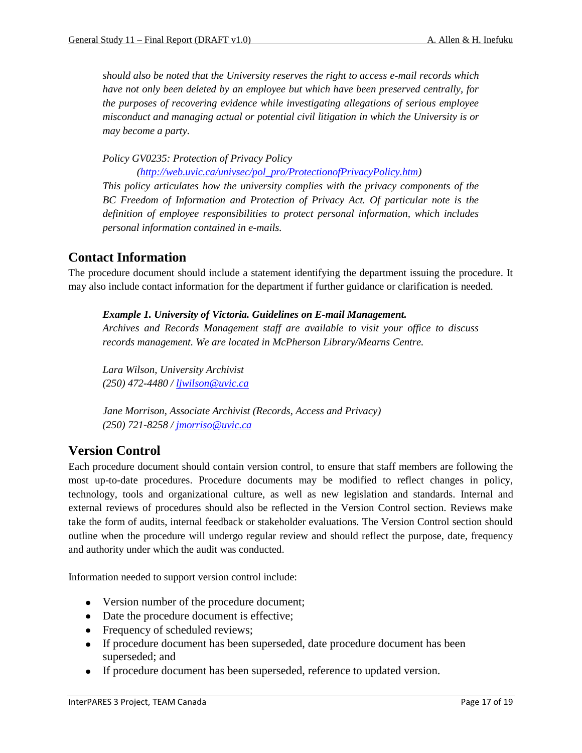*should also be noted that the University reserves the right to access e-mail records which have not only been deleted by an employee but which have been preserved centrally, for the purposes of recovering evidence while investigating allegations of serious employee misconduct and managing actual or potential civil litigation in which the University is or may become a party.*

*Policy GV0235: Protection of Privacy Policy*

*(http://web.uvic.ca/univsec/pol_pro/ProtectionofPrivacyPolicy.htm)*

*This policy articulates how the university complies with the privacy components of the BC Freedom of Information and Protection of Privacy Act. Of particular note is the definition of employee responsibilities to protect personal information, which includes personal information contained in e-mails.*

## Contact Information

The procedure document should include a statement identifying the department issuing the procedure. It may also include contact information for the department if further guidance or clarification is needed.

***Example 1. University of Victoria. Guidelines on E-mail Management.***

*Archives and Records Management staff are available to visit your office to discuss records management. We are located in McPherson Library/Mearns Centre.*

*Lara Wilson, University Archivist*
*(250) 472-4480 / ljwilson@uvic.ca*

*Jane Morrison, Associate Archivist (Records, Access and Privacy)*
*(250) 721-8258 / jmorriso@uvic.ca*

## Version Control

Each procedure document should contain version control, to ensure that staff members are following the most up-to-date procedures. Procedure documents may be modified to reflect changes in policy, technology, tools and organizational culture, as well as new legislation and standards. Internal and external reviews of procedures should also be reflected in the Version Control section. Reviews make take the form of audits, internal feedback or stakeholder evaluations. The Version Control section should outline when the procedure will undergo regular review and should reflect the purpose, date, frequency and authority under which the audit was conducted.

Information needed to support version control include:

- Version number of the procedure document;
- Date the procedure document is effective;
- Frequency of scheduled reviews;
- If procedure document has been superseded, date procedure document has been superseded; and
- If procedure document has been superseded, reference to updated version.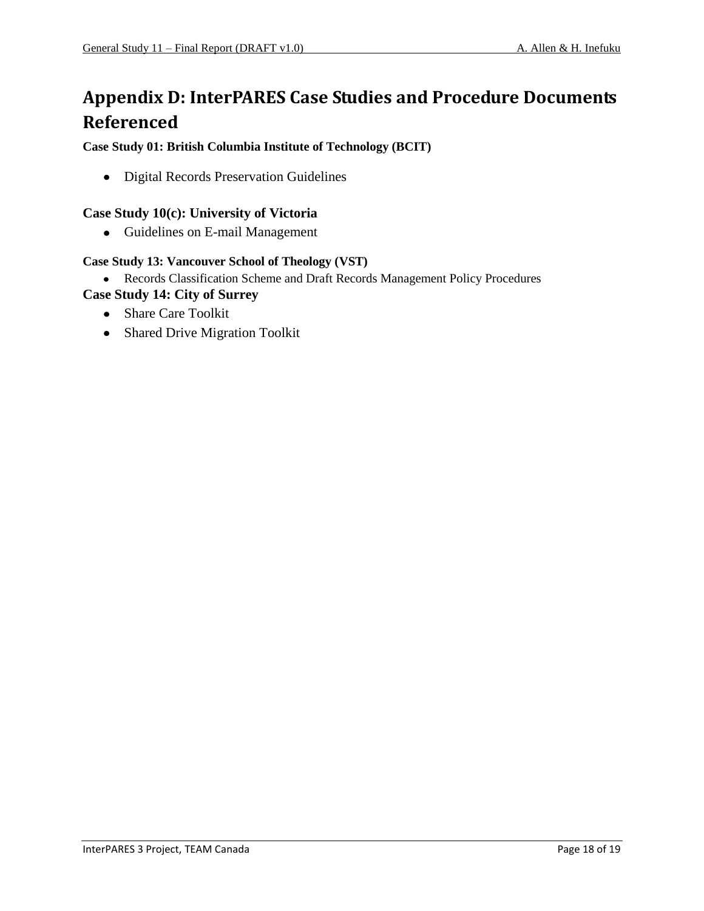# Appendix D: InterPARES Case Studies and Procedure Documents Referenced

**Case Study 01: British Columbia Institute of Technology (BCIT)**

- Digital Records Preservation Guidelines

**Case Study 10(c): University of Victoria**

- Guidelines on E-mail Management

**Case Study 13: Vancouver School of Theology (VST)**

- Records Classification Scheme and Draft Records Management Policy Procedures

**Case Study 14: City of Surrey**

- Share Care Toolkit
- Shared Drive Migration Toolkit